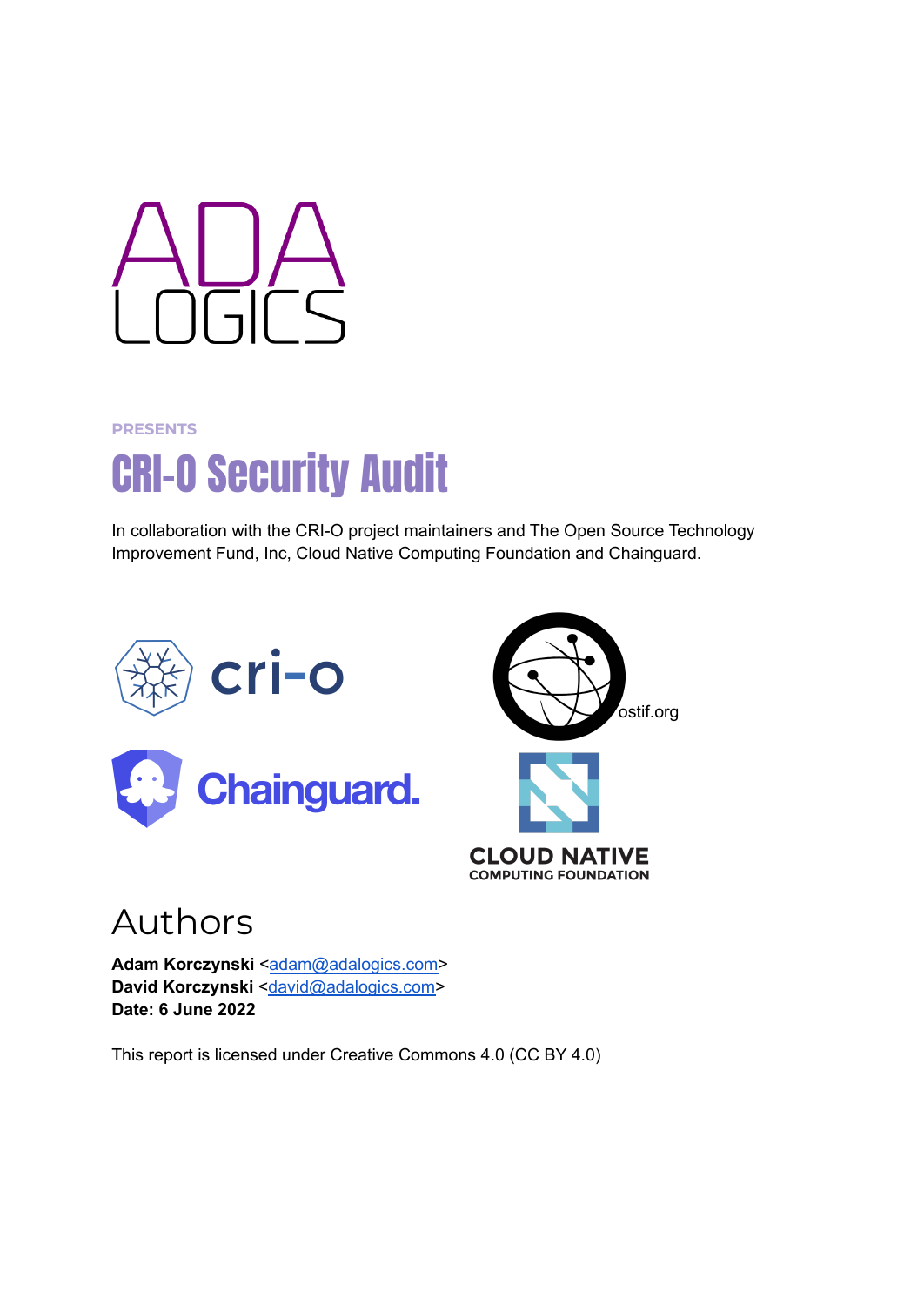ADA LOGICS

PRESENTS

# CRI-O Security Audit

In collaboration with the CRI-O project maintainers and The Open Source Technology Improvement Fund, Inc, Cloud Native Computing Foundation and Chainguard.

cri-o

ostif.org

Chainguard.

CLOUD NATIVE COMPUTING FOUNDATION

## Authors

**Adam Korczynski** <adam@adalogics.com>
**David Korczynski** <david@adalogics.com>
**Date: 6 June 2022**

This report is licensed under Creative Commons 4.0 (CC BY 4.0)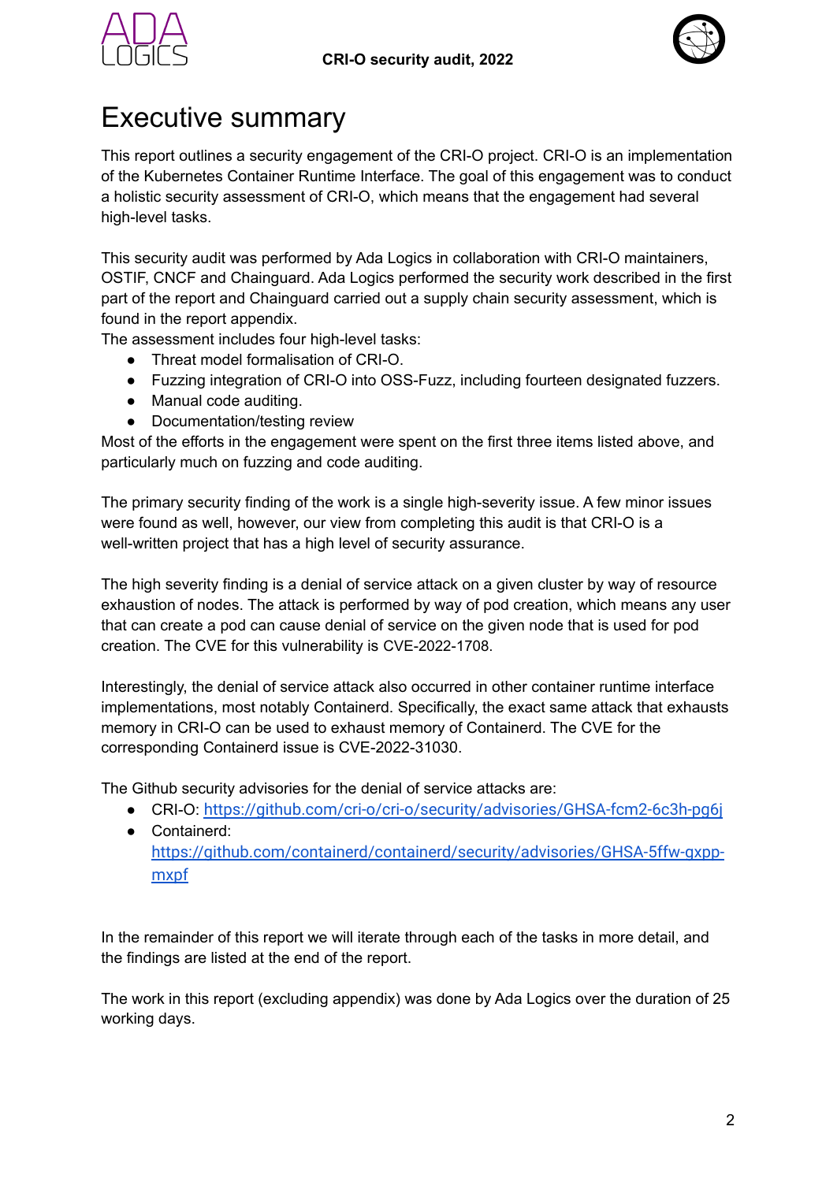# Executive summary

This report outlines a security engagement of the CRI-O project. CRI-O is an implementation of the Kubernetes Container Runtime Interface. The goal of this engagement was to conduct a holistic security assessment of CRI-O, which means that the engagement had several high-level tasks.

This security audit was performed by Ada Logics in collaboration with CRI-O maintainers, OSTIF, CNCF and Chainguard. Ada Logics performed the security work described in the first part of the report and Chainguard carried out a supply chain security assessment, which is found in the report appendix.
The assessment includes four high-level tasks:

- Threat model formalisation of CRI-O.
- Fuzzing integration of CRI-O into OSS-Fuzz, including fourteen designated fuzzers.
- Manual code auditing.
- Documentation/testing review

Most of the efforts in the engagement were spent on the first three items listed above, and particularly much on fuzzing and code auditing.

The primary security finding of the work is a single high-severity issue. A few minor issues were found as well, however, our view from completing this audit is that CRI-O is a well-written project that has a high level of security assurance.

The high severity finding is a denial of service attack on a given cluster by way of resource exhaustion of nodes. The attack is performed by way of pod creation, which means any user that can create a pod can cause denial of service on the given node that is used for pod creation. The CVE for this vulnerability is CVE-2022-1708.

Interestingly, the denial of service attack also occurred in other container runtime interface implementations, most notably Containerd. Specifically, the exact same attack that exhausts memory in CRI-O can be used to exhaust memory of Containerd. The CVE for the corresponding Containerd issue is CVE-2022-31030.

The Github security advisories for the denial of service attacks are:

- CRI-O: https://github.com/cri-o/cri-o/security/advisories/GHSA-fcm2-6c3h-pg6j
- Containerd: https://github.com/containerd/containerd/security/advisories/GHSA-5ffw-gxpp-mxpf

In the remainder of this report we will iterate through each of the tasks in more detail, and the findings are listed at the end of the report.

The work in this report (excluding appendix) was done by Ada Logics over the duration of 25 working days.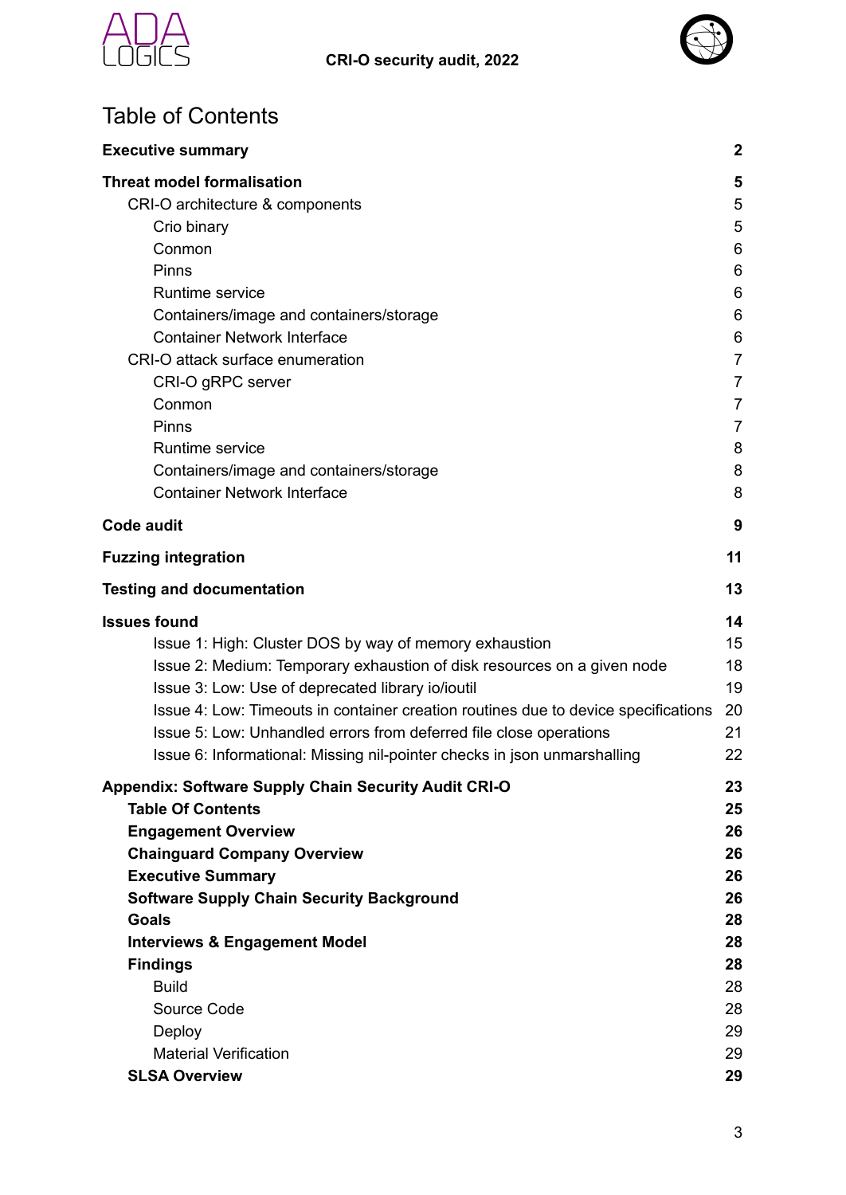# Table of Contents

| | |
|---|---|
| **Executive summary** | **2** |
| **Threat model formalisation** | **5** |
| CRI-O architecture & components | 5 |
| Crio binary | 5 |
| Conmon | 6 |
| Pinns | 6 |
| Runtime service | 6 |
| Containers/image and containers/storage | 6 |
| Container Network Interface | 6 |
| CRI-O attack surface enumeration | 7 |
| CRI-O gRPC server | 7 |
| Conmon | 7 |
| Pinns | 7 |
| Runtime service | 8 |
| Containers/image and containers/storage | 8 |
| Container Network Interface | 8 |
| **Code audit** | **9** |
| **Fuzzing integration** | **11** |
| **Testing and documentation** | **13** |
| **Issues found** | **14** |
| Issue 1: High: Cluster DOS by way of memory exhaustion | 15 |
| Issue 2: Medium: Temporary exhaustion of disk resources on a given node | 18 |
| Issue 3: Low: Use of deprecated library io/ioutil | 19 |
| Issue 4: Low: Timeouts in container creation routines due to device specifications | 20 |
| Issue 5: Low: Unhandled errors from deferred file close operations | 21 |
| Issue 6: Informational: Missing nil-pointer checks in json unmarshalling | 22 |
| **Appendix: Software Supply Chain Security Audit CRI-O** | **23** |
| **Table Of Contents** | **25** |
| **Engagement Overview** | **26** |
| **Chainguard Company Overview** | **26** |
| **Executive Summary** | **26** |
| **Software Supply Chain Security Background** | **26** |
| **Goals** | **28** |
| **Interviews & Engagement Model** | **28** |
| **Findings** | **28** |
| Build | 28 |
| Source Code | 28 |
| Deploy | 29 |
| Material Verification | 29 |
| **SLSA Overview** | **29** |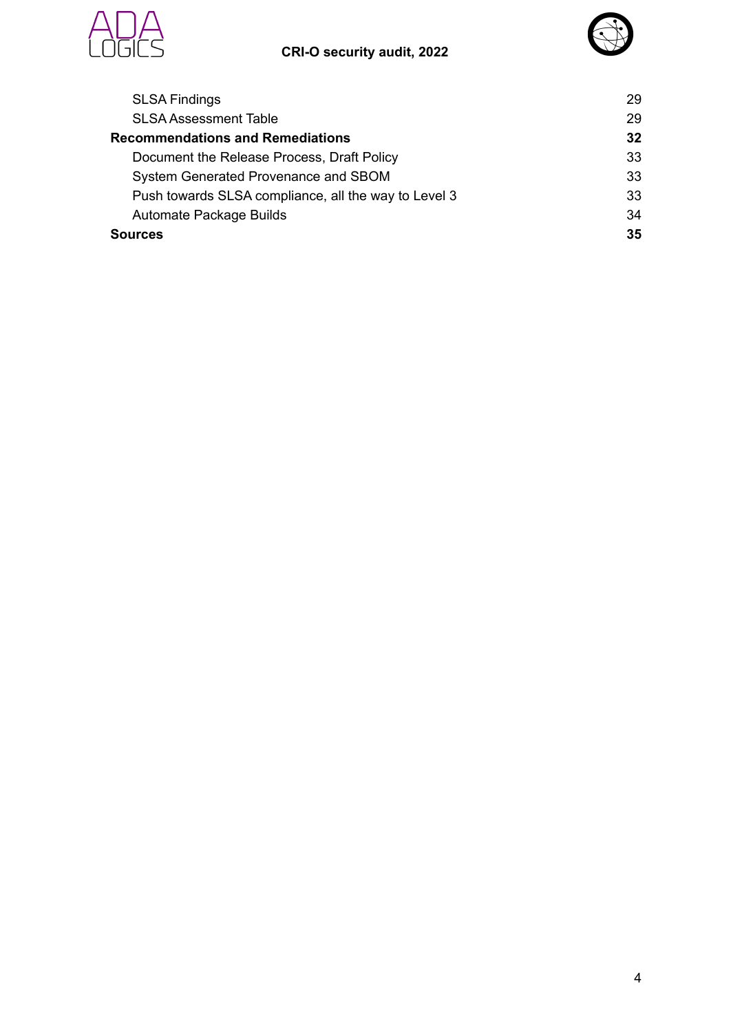SLSA Findings 29

SLSA Assessment Table 29

**Recommendations and Remediations 32**

Document the Release Process, Draft Policy 33

System Generated Provenance and SBOM 33

Push towards SLSA compliance, all the way to Level 3 33

Automate Package Builds 34

**Sources 35**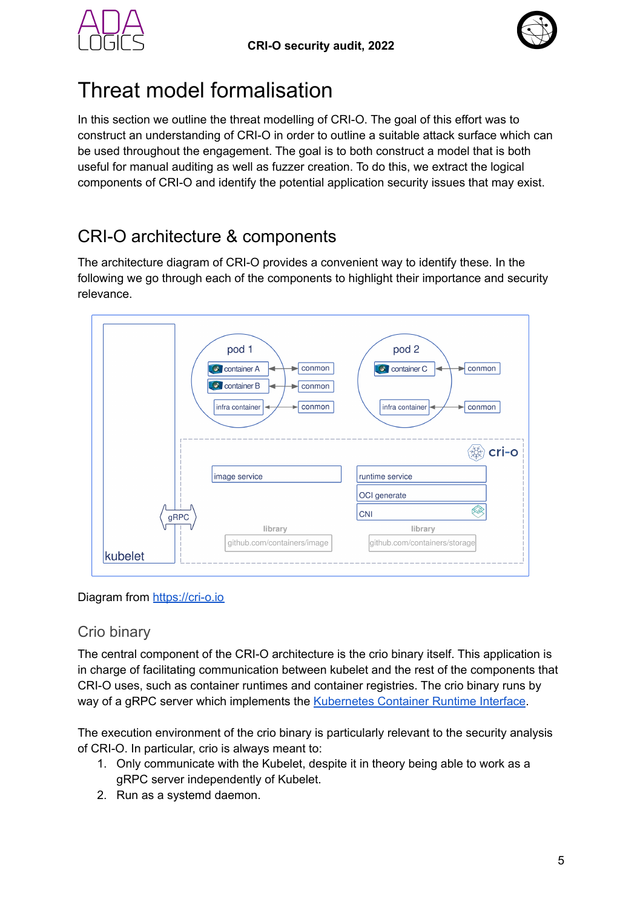# Threat model formalisation

In this section we outline the threat modelling of CRI-O. The goal of this effort was to construct an understanding of CRI-O in order to outline a suitable attack surface which can be used throughout the engagement. The goal is to both construct a model that is both useful for manual auditing as well as fuzzer creation. To do this, we extract the logical components of CRI-O and identify the potential application security issues that may exist.

## CRI-O architecture & components

The architecture diagram of CRI-O provides a convenient way to identify these. In the following we go through each of the components to highlight their importance and security relevance.

Diagram from https://cri-o.io

### Crio binary

The central component of the CRI-O architecture is the crio binary itself. This application is in charge of facilitating communication between kubelet and the rest of the components that CRI-O uses, such as container runtimes and container registries. The crio binary runs by way of a gRPC server which implements the Kubernetes Container Runtime Interface.

The execution environment of the crio binary is particularly relevant to the security analysis of CRI-O. In particular, crio is always meant to:

1. Only communicate with the Kubelet, despite it in theory being able to work as a gRPC server independently of Kubelet.
2. Run as a systemd daemon.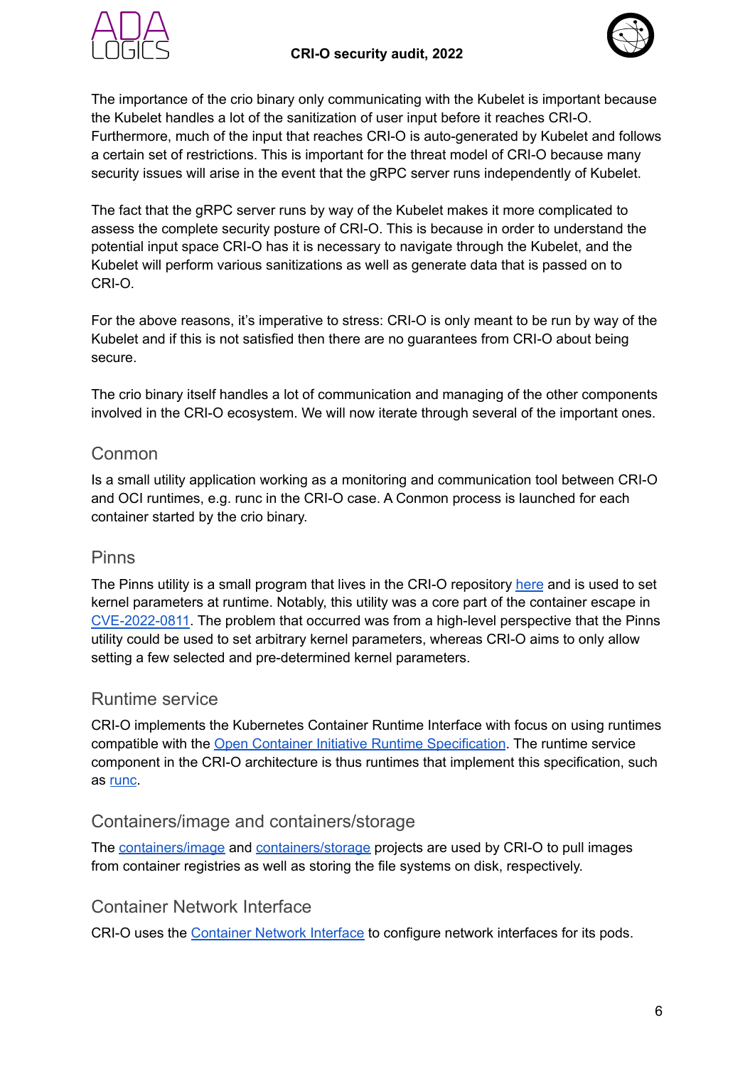The importance of the crio binary only communicating with the Kubelet is important because the Kubelet handles a lot of the sanitization of user input before it reaches CRI-O. Furthermore, much of the input that reaches CRI-O is auto-generated by Kubelet and follows a certain set of restrictions. This is important for the threat model of CRI-O because many security issues will arise in the event that the gRPC server runs independently of Kubelet.

The fact that the gRPC server runs by way of the Kubelet makes it more complicated to assess the complete security posture of CRI-O. This is because in order to understand the potential input space CRI-O has it is necessary to navigate through the Kubelet, and the Kubelet will perform various sanitizations as well as generate data that is passed on to CRI-O.

For the above reasons, it's imperative to stress: CRI-O is only meant to be run by way of the Kubelet and if this is not satisfied then there are no guarantees from CRI-O about being secure.

The crio binary itself handles a lot of communication and managing of the other components involved in the CRI-O ecosystem. We will now iterate through several of the important ones.

## Conmon

Is a small utility application working as a monitoring and communication tool between CRI-O and OCI runtimes, e.g. runc in the CRI-O case. A Conmon process is launched for each container started by the crio binary.

## Pinns

The Pinns utility is a small program that lives in the CRI-O repository here and is used to set kernel parameters at runtime. Notably, this utility was a core part of the container escape in CVE-2022-0811. The problem that occurred was from a high-level perspective that the Pinns utility could be used to set arbitrary kernel parameters, whereas CRI-O aims to only allow setting a few selected and pre-determined kernel parameters.

## Runtime service

CRI-O implements the Kubernetes Container Runtime Interface with focus on using runtimes compatible with the Open Container Initiative Runtime Specification. The runtime service component in the CRI-O architecture is thus runtimes that implement this specification, such as runc.

## Containers/image and containers/storage

The containers/image and containers/storage projects are used by CRI-O to pull images from container registries as well as storing the file systems on disk, respectively.

## Container Network Interface

CRI-O uses the Container Network Interface to configure network interfaces for its pods.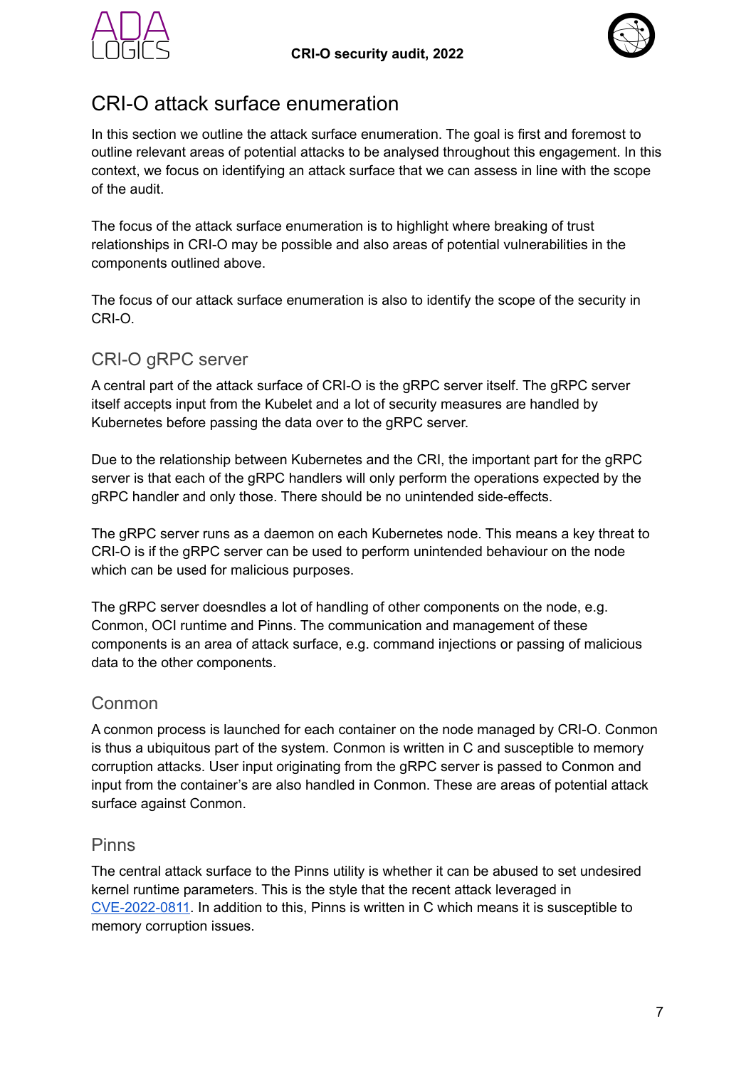# CRI-O attack surface enumeration

In this section we outline the attack surface enumeration. The goal is first and foremost to outline relevant areas of potential attacks to be analysed throughout this engagement. In this context, we focus on identifying an attack surface that we can assess in line with the scope of the audit.

The focus of the attack surface enumeration is to highlight where breaking of trust relationships in CRI-O may be possible and also areas of potential vulnerabilities in the components outlined above.

The focus of our attack surface enumeration is also to identify the scope of the security in CRI-O.

## CRI-O gRPC server

A central part of the attack surface of CRI-O is the gRPC server itself. The gRPC server itself accepts input from the Kubelet and a lot of security measures are handled by Kubernetes before passing the data over to the gRPC server.

Due to the relationship between Kubernetes and the CRI, the important part for the gRPC server is that each of the gRPC handlers will only perform the operations expected by the gRPC handler and only those. There should be no unintended side-effects.

The gRPC server runs as a daemon on each Kubernetes node. This means a key threat to CRI-O is if the gRPC server can be used to perform unintended behaviour on the node which can be used for malicious purposes.

The gRPC server doesndles a lot of handling of other components on the node, e.g. Conmon, OCI runtime and Pinns. The communication and management of these components is an area of attack surface, e.g. command injections or passing of malicious data to the other components.

## Conmon

A conmon process is launched for each container on the node managed by CRI-O. Conmon is thus a ubiquitous part of the system. Conmon is written in C and susceptible to memory corruption attacks. User input originating from the gRPC server is passed to Conmon and input from the container's are also handled in Conmon. These are areas of potential attack surface against Conmon.

## Pinns

The central attack surface to the Pinns utility is whether it can be abused to set undesired kernel runtime parameters. This is the style that the recent attack leveraged in CVE-2022-0811. In addition to this, Pinns is written in C which means it is susceptible to memory corruption issues.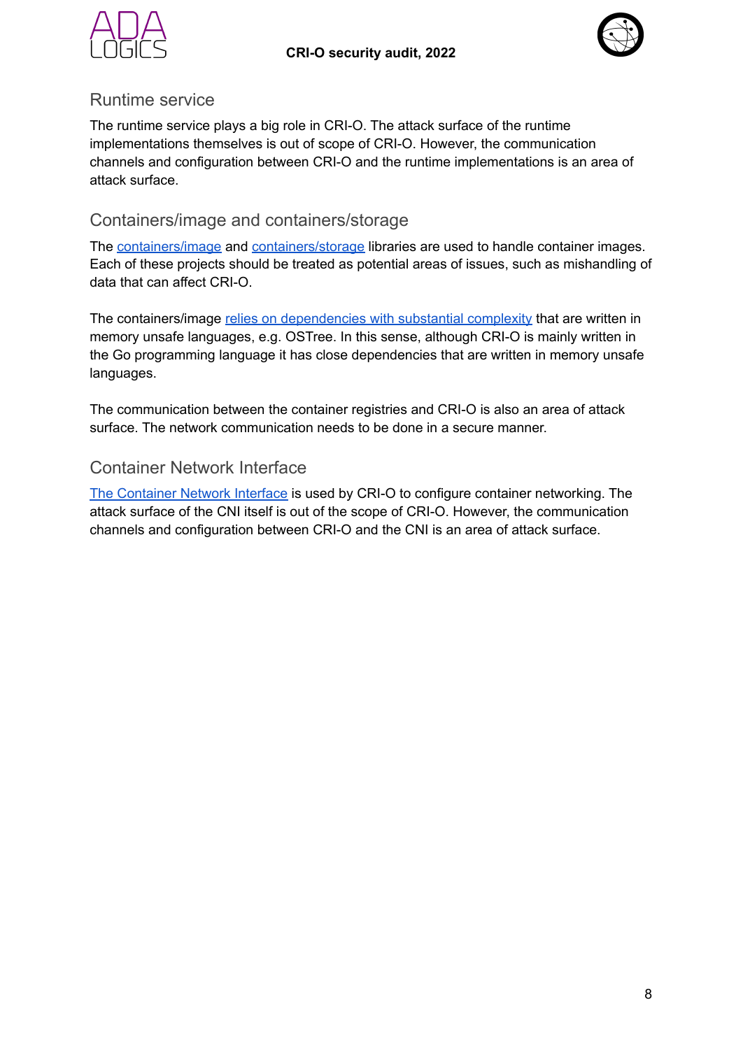## Runtime service

The runtime service plays a big role in CRI-O. The attack surface of the runtime implementations themselves is out of scope of CRI-O. However, the communication channels and configuration between CRI-O and the runtime implementations is an area of attack surface.

## Containers/image and containers/storage

The containers/image and containers/storage libraries are used to handle container images. Each of these projects should be treated as potential areas of issues, such as mishandling of data that can affect CRI-O.

The containers/image relies on dependencies with substantial complexity that are written in memory unsafe languages, e.g. OSTree. In this sense, although CRI-O is mainly written in the Go programming language it has close dependencies that are written in memory unsafe languages.

The communication between the container registries and CRI-O is also an area of attack surface. The network communication needs to be done in a secure manner.

## Container Network Interface

The Container Network Interface is used by CRI-O to configure container networking. The attack surface of the CNI itself is out of the scope of CRI-O. However, the communication channels and configuration between CRI-O and the CNI is an area of attack surface.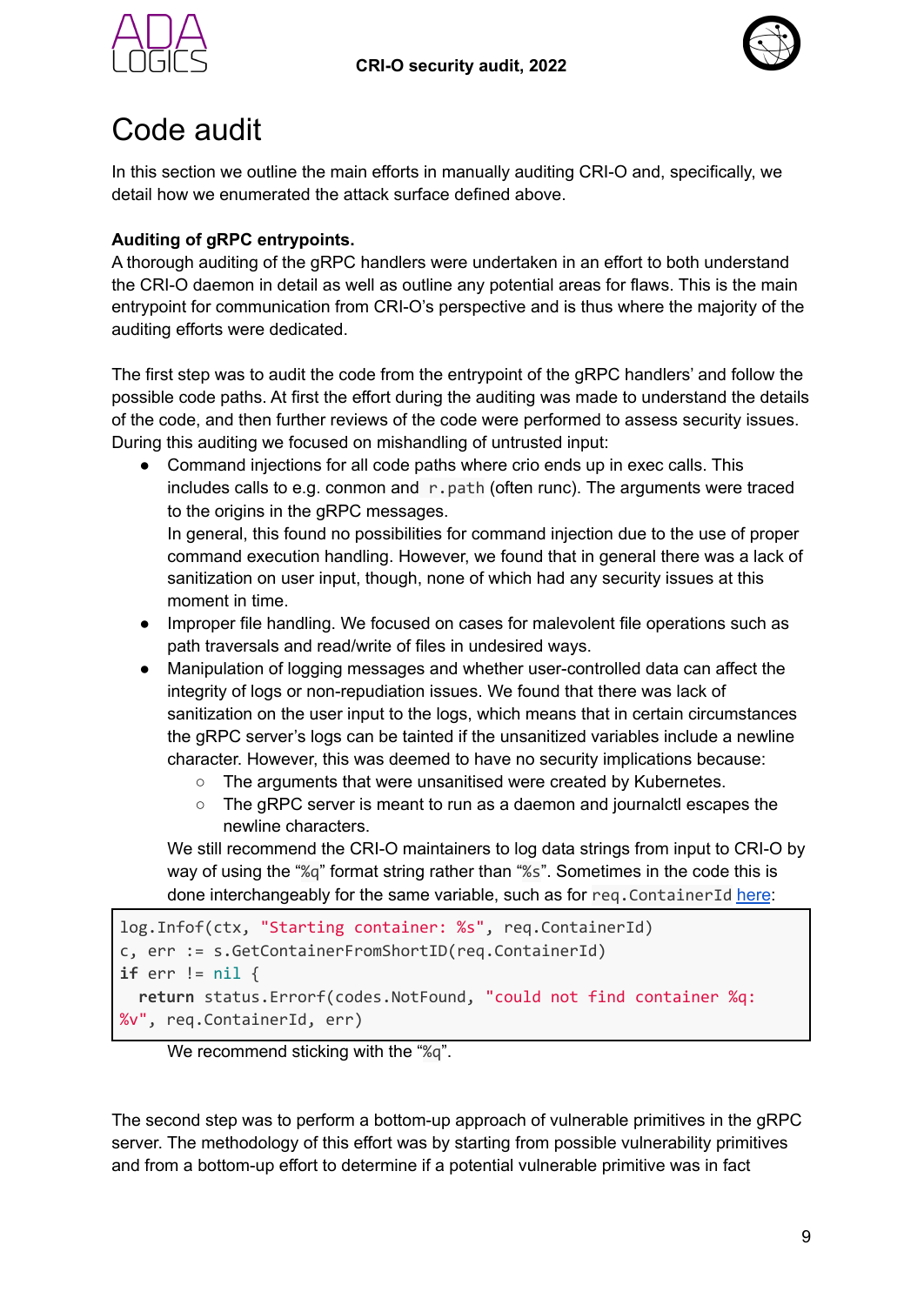# Code audit

In this section we outline the main efforts in manually auditing CRI-O and, specifically, we detail how we enumerated the attack surface defined above.

**Auditing of gRPC entrypoints.**
A thorough auditing of the gRPC handlers were undertaken in an effort to both understand the CRI-O daemon in detail as well as outline any potential areas for flaws. This is the main entrypoint for communication from CRI-O's perspective and is thus where the majority of the auditing efforts were dedicated.

The first step was to audit the code from the entrypoint of the gRPC handlers' and follow the possible code paths. At first the effort during the auditing was made to understand the details of the code, and then further reviews of the code were performed to assess security issues. During this auditing we focused on mishandling of untrusted input:

- Command injections for all code paths where crio ends up in exec calls. This includes calls to e.g. conmon and `r.path` (often runc). The arguments were traced to the origins in the gRPC messages.
  In general, this found no possibilities for command injection due to the use of proper command execution handling. However, we found that in general there was a lack of sanitization on user input, though, none of which had any security issues at this moment in time.
- Improper file handling. We focused on cases for malevolent file operations such as path traversals and read/write of files in undesired ways.
- Manipulation of logging messages and whether user-controlled data can affect the integrity of logs or non-repudiation issues. We found that there was lack of sanitization on the user input to the logs, which means that in certain circumstances the gRPC server's logs can be tainted if the unsanitized variables include a newline character. However, this was deemed to have no security implications because:
  - The arguments that were unsanitised were created by Kubernetes.
  - The gRPC server is meant to run as a daemon and journalctl escapes the newline characters.

  We still recommend the CRI-O maintainers to log data strings from input to CRI-O by way of using the "`%q`" format string rather than "`%s`". Sometimes in the code this is done interchangeably for the same variable, such as for `req.ContainerId` here:

```
log.Infof(ctx, "Starting container: %s", req.ContainerId)
c, err := s.GetContainerFromShortID(req.ContainerId)
if err != nil {
  return status.Errorf(codes.NotFound, "could not find container %q:
%v", req.ContainerId, err)
```

  We recommend sticking with the "`%q`".

The second step was to perform a bottom-up approach of vulnerable primitives in the gRPC server. The methodology of this effort was by starting from possible vulnerability primitives and from a bottom-up effort to determine if a potential vulnerable primitive was in fact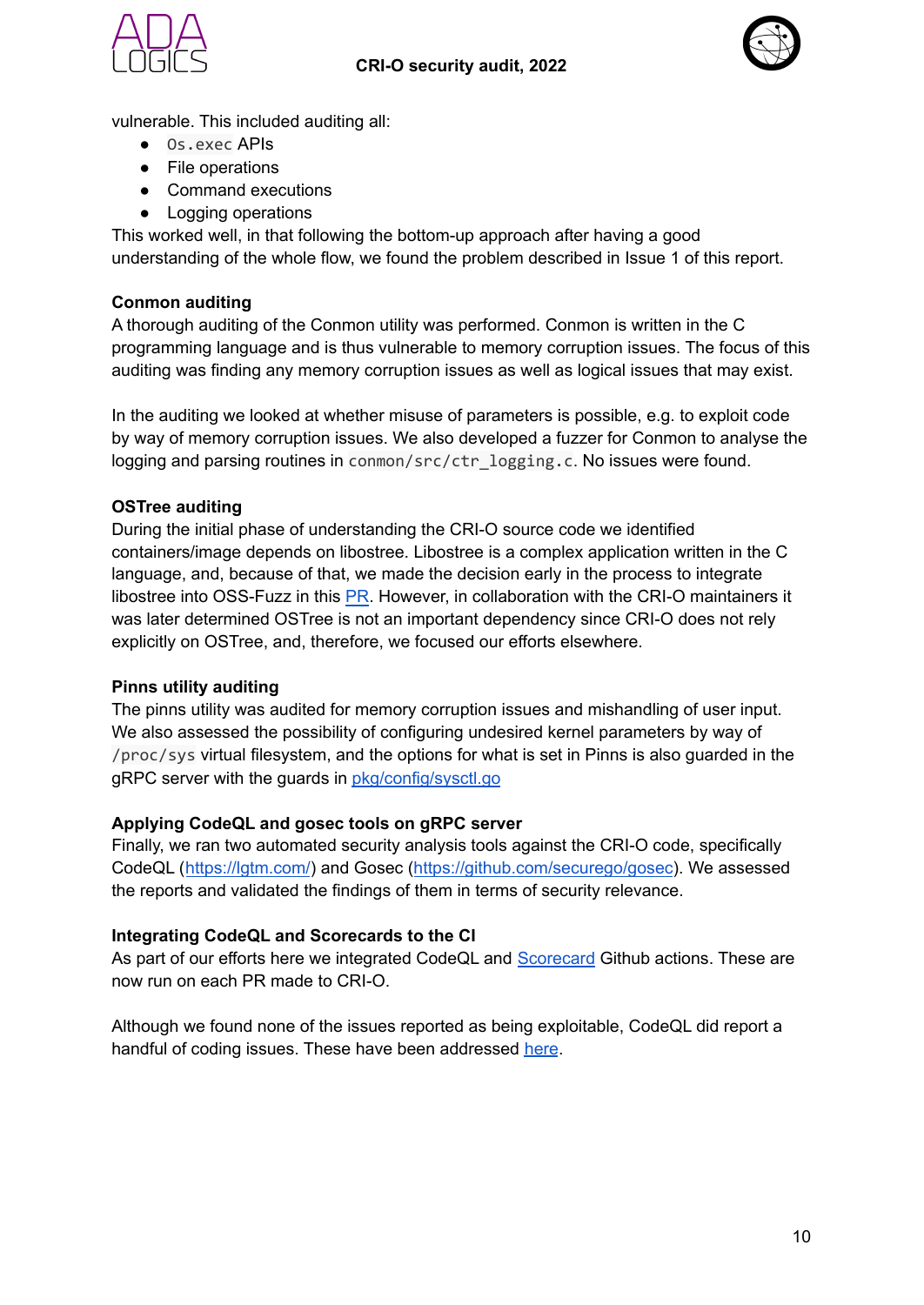vulnerable. This included auditing all:

- `Os.exec` APIs
- File operations
- Command executions
- Logging operations

This worked well, in that following the bottom-up approach after having a good understanding of the whole flow, we found the problem described in Issue 1 of this report.

**Conmon auditing**

A thorough auditing of the Conmon utility was performed. Conmon is written in the C programming language and is thus vulnerable to memory corruption issues. The focus of this auditing was finding any memory corruption issues as well as logical issues that may exist.

In the auditing we looked at whether misuse of parameters is possible, e.g. to exploit code by way of memory corruption issues. We also developed a fuzzer for Conmon to analyse the logging and parsing routines in `conmon/src/ctr_logging.c`. No issues were found.

**OSTree auditing**

During the initial phase of understanding the CRI-O source code we identified containers/image depends on libostree. Libostree is a complex application written in the C language, and, because of that, we made the decision early in the process to integrate libostree into OSS-Fuzz in this PR. However, in collaboration with the CRI-O maintainers it was later determined OSTree is not an important dependency since CRI-O does not rely explicitly on OSTree, and, therefore, we focused our efforts elsewhere.

**Pinns utility auditing**

The pinns utility was audited for memory corruption issues and mishandling of user input. We also assessed the possibility of configuring undesired kernel parameters by way of `/proc/sys` virtual filesystem, and the options for what is set in Pinns is also guarded in the gRPC server with the guards in pkg/config/sysctl.go

**Applying CodeQL and gosec tools on gRPC server**

Finally, we ran two automated security analysis tools against the CRI-O code, specifically CodeQL (https://lgtm.com/) and Gosec (https://github.com/securego/gosec). We assessed the reports and validated the findings of them in terms of security relevance.

**Integrating CodeQL and Scorecards to the CI**

As part of our efforts here we integrated CodeQL and Scorecard Github actions. These are now run on each PR made to CRI-O.

Although we found none of the issues reported as being exploitable, CodeQL did report a handful of coding issues. These have been addressed here.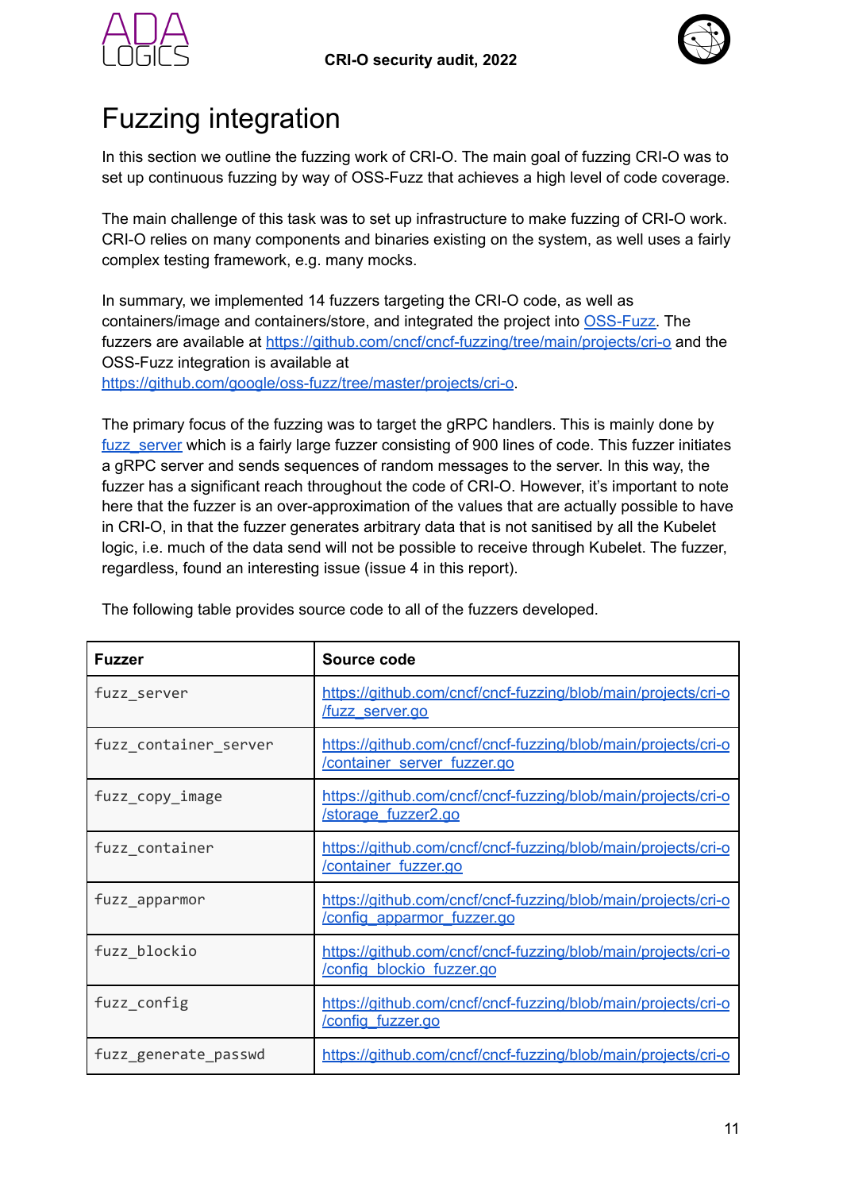# Fuzzing integration

In this section we outline the fuzzing work of CRI-O. The main goal of fuzzing CRI-O was to set up continuous fuzzing by way of OSS-Fuzz that achieves a high level of code coverage.

The main challenge of this task was to set up infrastructure to make fuzzing of CRI-O work. CRI-O relies on many components and binaries existing on the system, as well uses a fairly complex testing framework, e.g. many mocks.

In summary, we implemented 14 fuzzers targeting the CRI-O code, as well as containers/image and containers/store, and integrated the project into OSS-Fuzz. The fuzzers are available at https://github.com/cncf/cncf-fuzzing/tree/main/projects/cri-o and the OSS-Fuzz integration is available at https://github.com/google/oss-fuzz/tree/master/projects/cri-o.

The primary focus of the fuzzing was to target the gRPC handlers. This is mainly done by fuzz_server which is a fairly large fuzzer consisting of 900 lines of code. This fuzzer initiates a gRPC server and sends sequences of random messages to the server. In this way, the fuzzer has a significant reach throughout the code of CRI-O. However, it's important to note here that the fuzzer is an over-approximation of the values that are actually possible to have in CRI-O, in that the fuzzer generates arbitrary data that is not sanitised by all the Kubelet logic, i.e. much of the data send will not be possible to receive through Kubelet. The fuzzer, regardless, found an interesting issue (issue 4 in this report).

The following table provides source code to all of the fuzzers developed.

| Fuzzer | Source code |
|---|---|
| `fuzz_server` | https://github.com/cncf/cncf-fuzzing/blob/main/projects/cri-o/fuzz_server.go |
| `fuzz_container_server` | https://github.com/cncf/cncf-fuzzing/blob/main/projects/cri-o/container_server_fuzzer.go |
| `fuzz_copy_image` | https://github.com/cncf/cncf-fuzzing/blob/main/projects/cri-o/storage_fuzzer2.go |
| `fuzz_container` | https://github.com/cncf/cncf-fuzzing/blob/main/projects/cri-o/container_fuzzer.go |
| `fuzz_apparmor` | https://github.com/cncf/cncf-fuzzing/blob/main/projects/cri-o/config_apparmor_fuzzer.go |
| `fuzz_blockio` | https://github.com/cncf/cncf-fuzzing/blob/main/projects/cri-o/config_blockio_fuzzer.go |
| `fuzz_config` | https://github.com/cncf/cncf-fuzzing/blob/main/projects/cri-o/config_fuzzer.go |
| `fuzz_generate_passwd` | https://github.com/cncf/cncf-fuzzing/blob/main/projects/cri-o |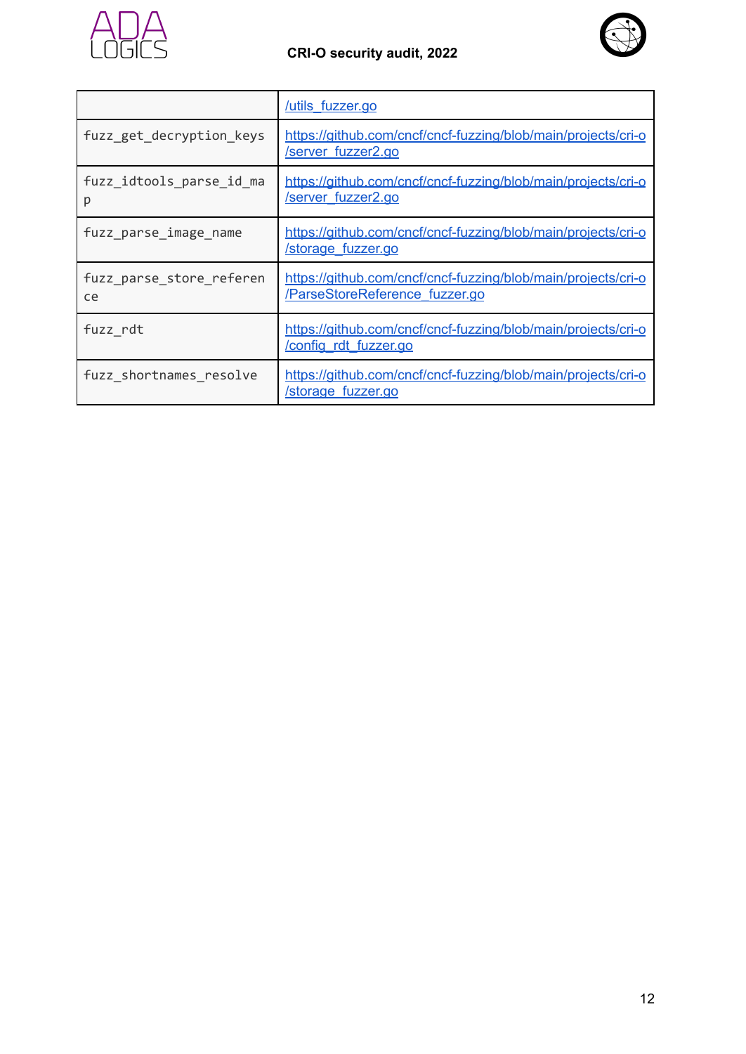| | |
|---|---|
| | /utils_fuzzer.go |
| fuzz_get_decryption_keys | https://github.com/cncf/cncf-fuzzing/blob/main/projects/cri-o/server_fuzzer2.go |
| fuzz_idtools_parse_id_map | https://github.com/cncf/cncf-fuzzing/blob/main/projects/cri-o/server_fuzzer2.go |
| fuzz_parse_image_name | https://github.com/cncf/cncf-fuzzing/blob/main/projects/cri-o/storage_fuzzer.go |
| fuzz_parse_store_reference | https://github.com/cncf/cncf-fuzzing/blob/main/projects/cri-o/ParseStoreReference_fuzzer.go |
| fuzz_rdt | https://github.com/cncf/cncf-fuzzing/blob/main/projects/cri-o/config_rdt_fuzzer.go |
| fuzz_shortnames_resolve | https://github.com/cncf/cncf-fuzzing/blob/main/projects/cri-o/storage_fuzzer.go |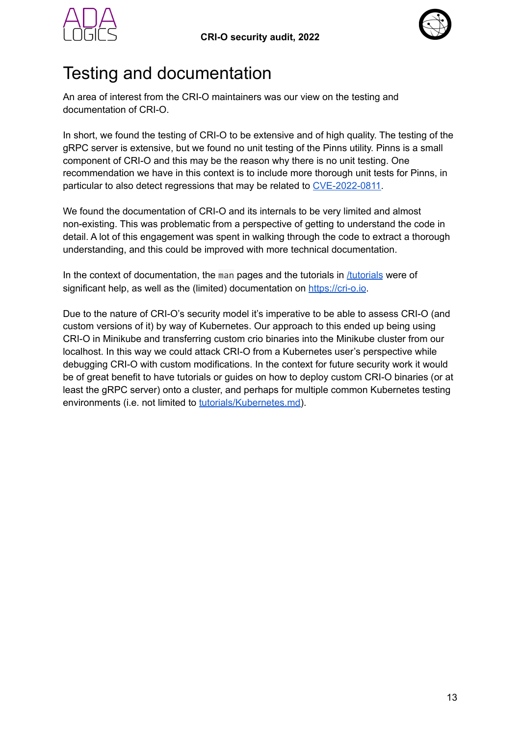# Testing and documentation

An area of interest from the CRI-O maintainers was our view on the testing and documentation of CRI-O.

In short, we found the testing of CRI-O to be extensive and of high quality. The testing of the gRPC server is extensive, but we found no unit testing of the Pinns utility. Pinns is a small component of CRI-O and this may be the reason why there is no unit testing. One recommendation we have in this context is to include more thorough unit tests for Pinns, in particular to also detect regressions that may be related to CVE-2022-0811.

We found the documentation of CRI-O and its internals to be very limited and almost non-existing. This was problematic from a perspective of getting to understand the code in detail. A lot of this engagement was spent in walking through the code to extract a thorough understanding, and this could be improved with more technical documentation.

In the context of documentation, the `man` pages and the tutorials in /tutorials were of significant help, as well as the (limited) documentation on https://cri-o.io.

Due to the nature of CRI-O's security model it's imperative to be able to assess CRI-O (and custom versions of it) by way of Kubernetes. Our approach to this ended up being using CRI-O in Minikube and transferring custom crio binaries into the Minikube cluster from our localhost. In this way we could attack CRI-O from a Kubernetes user's perspective while debugging CRI-O with custom modifications. In the context for future security work it would be of great benefit to have tutorials or guides on how to deploy custom CRI-O binaries (or at least the gRPC server) onto a cluster, and perhaps for multiple common Kubernetes testing environments (i.e. not limited to tutorials/Kubernetes.md).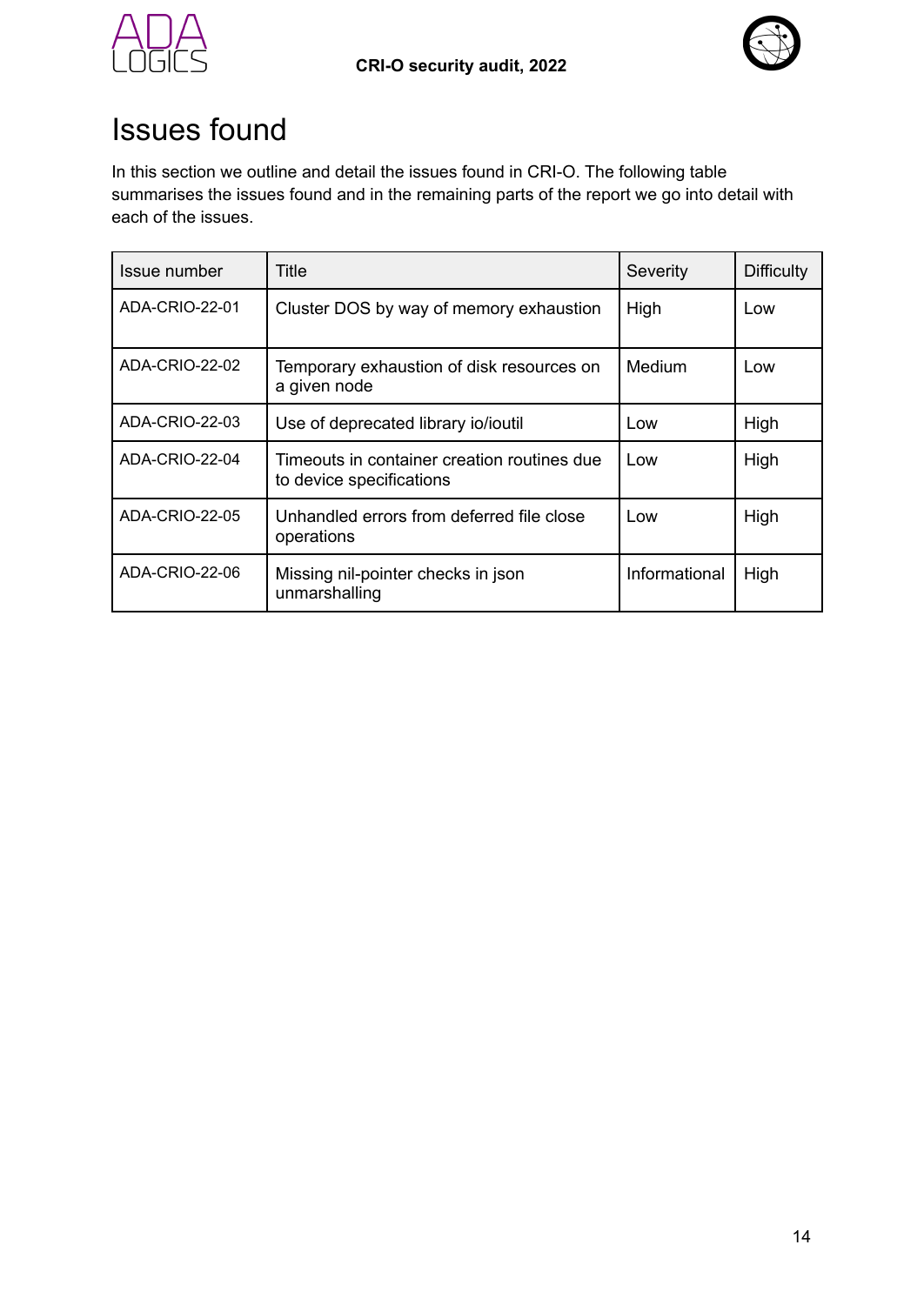# Issues found

In this section we outline and detail the issues found in CRI-O. The following table summarises the issues found and in the remaining parts of the report we go into detail with each of the issues.

| Issue number | Title | Severity | Difficulty |
| --- | --- | --- | --- |
| ADA-CRIO-22-01 | Cluster DOS by way of memory exhaustion | High | Low |
| ADA-CRIO-22-02 | Temporary exhaustion of disk resources on a given node | Medium | Low |
| ADA-CRIO-22-03 | Use of deprecated library io/ioutil | Low | High |
| ADA-CRIO-22-04 | Timeouts in container creation routines due to device specifications | Low | High |
| ADA-CRIO-22-05 | Unhandled errors from deferred file close operations | Low | High |
| ADA-CRIO-22-06 | Missing nil-pointer checks in json unmarshalling | Informational | High |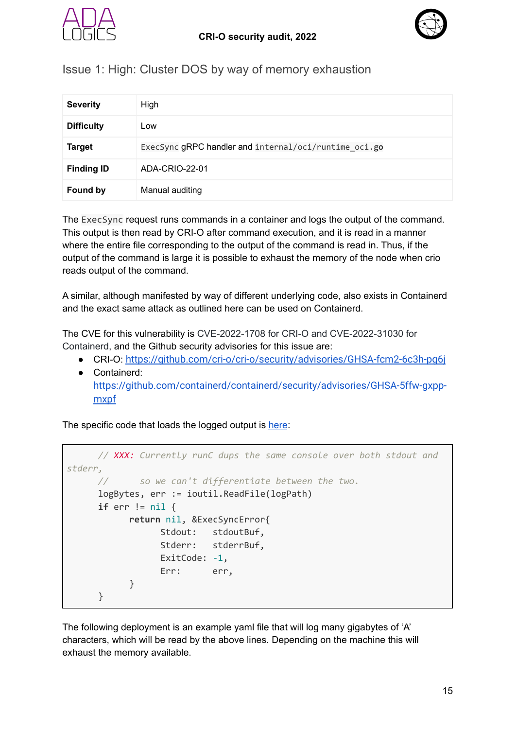## Issue 1: High: Cluster DOS by way of memory exhaustion

| | |
|---|---|
| **Severity** | High |
| **Difficulty** | Low |
| **Target** | `ExecSync` gRPC handler and `internal/oci/runtime_oci.go` |
| **Finding ID** | ADA-CRIO-22-01 |
| **Found by** | Manual auditing |

The `ExecSync` request runs commands in a container and logs the output of the command. This output is then read by CRI-O after command execution, and it is read in a manner where the entire file corresponding to the output of the command is read in. Thus, if the output of the command is large it is possible to exhaust the memory of the node when crio reads output of the command.

A similar, although manifested by way of different underlying code, also exists in Containerd and the exact same attack as outlined here can be used on Containerd.

The CVE for this vulnerability is CVE-2022-1708 for CRI-O and CVE-2022-31030 for Containerd, and the Github security advisories for this issue are:

- CRI-O: [https://github.com/cri-o/cri-o/security/advisories/GHSA-fcm2-6c3h-pg6j](https://github.com/cri-o/cri-o/security/advisories/GHSA-fcm2-6c3h-pg6j)
- Containerd: [https://github.com/containerd/containerd/security/advisories/GHSA-5ffw-gxpp-mxpf](https://github.com/containerd/containerd/security/advisories/GHSA-5ffw-gxpp-mxpf)

The specific code that loads the logged output is here:

```go
	// XXX: Currently runC dups the same console over both stdout and stderr,
	//      so we can't differentiate between the two.
	logBytes, err := ioutil.ReadFile(logPath)
	if err != nil {
		return nil, &ExecSyncError{
			Stdout:   stdoutBuf,
			Stderr:   stderrBuf,
			ExitCode: -1,
			Err:      err,
		}
	}
```

The following deployment is an example yaml file that will log many gigabytes of ‘A’ characters, which will be read by the above lines. Depending on the machine this will exhaust the memory available.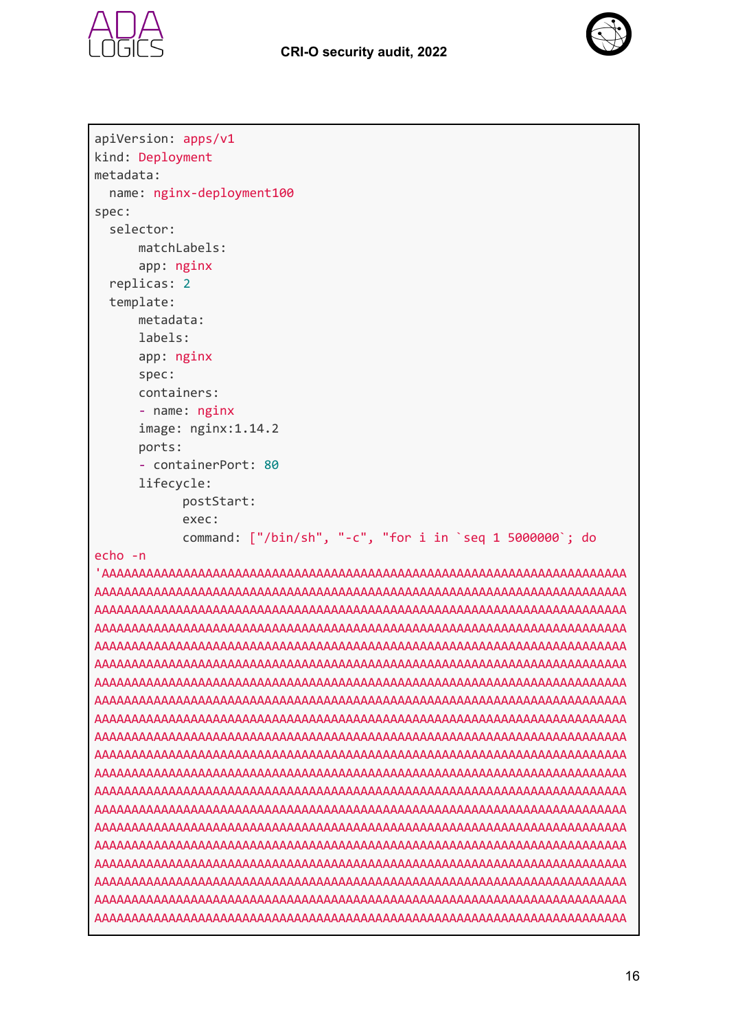```
apiVersion: apps/v1
kind: Deployment
metadata:
  name: nginx-deployment100
spec:
  selector:
      matchLabels:
      app: nginx
  replicas: 2
  template:
      metadata:
      labels:
      app: nginx
      spec:
      containers:
      - name: nginx
      image: nginx:1.14.2
      ports:
      - containerPort: 80
      lifecycle:
            postStart:
            exec:
            command: ["/bin/sh", "-c", "for i in `seq 1 5000000`; do
echo -n
'AAAAAAAAAAAAAAAAAAAAAAAAAAAAAAAAAAAAAAAAAAAAAAAAAAAAAAAAAAAAAAAAAAAAAAA
AAAAAAAAAAAAAAAAAAAAAAAAAAAAAAAAAAAAAAAAAAAAAAAAAAAAAAAAAAAAAAAAAAAAAAAA
AAAAAAAAAAAAAAAAAAAAAAAAAAAAAAAAAAAAAAAAAAAAAAAAAAAAAAAAAAAAAAAAAAAAAAAA
AAAAAAAAAAAAAAAAAAAAAAAAAAAAAAAAAAAAAAAAAAAAAAAAAAAAAAAAAAAAAAAAAAAAAAAA
AAAAAAAAAAAAAAAAAAAAAAAAAAAAAAAAAAAAAAAAAAAAAAAAAAAAAAAAAAAAAAAAAAAAAAAA
AAAAAAAAAAAAAAAAAAAAAAAAAAAAAAAAAAAAAAAAAAAAAAAAAAAAAAAAAAAAAAAAAAAAAAAA
AAAAAAAAAAAAAAAAAAAAAAAAAAAAAAAAAAAAAAAAAAAAAAAAAAAAAAAAAAAAAAAAAAAAAAAA
AAAAAAAAAAAAAAAAAAAAAAAAAAAAAAAAAAAAAAAAAAAAAAAAAAAAAAAAAAAAAAAAAAAAAAAA
AAAAAAAAAAAAAAAAAAAAAAAAAAAAAAAAAAAAAAAAAAAAAAAAAAAAAAAAAAAAAAAAAAAAAAAA
AAAAAAAAAAAAAAAAAAAAAAAAAAAAAAAAAAAAAAAAAAAAAAAAAAAAAAAAAAAAAAAAAAAAAAAA
AAAAAAAAAAAAAAAAAAAAAAAAAAAAAAAAAAAAAAAAAAAAAAAAAAAAAAAAAAAAAAAAAAAAAAAA
AAAAAAAAAAAAAAAAAAAAAAAAAAAAAAAAAAAAAAAAAAAAAAAAAAAAAAAAAAAAAAAAAAAAAAAA
AAAAAAAAAAAAAAAAAAAAAAAAAAAAAAAAAAAAAAAAAAAAAAAAAAAAAAAAAAAAAAAAAAAAAAAA
AAAAAAAAAAAAAAAAAAAAAAAAAAAAAAAAAAAAAAAAAAAAAAAAAAAAAAAAAAAAAAAAAAAAAAAA
AAAAAAAAAAAAAAAAAAAAAAAAAAAAAAAAAAAAAAAAAAAAAAAAAAAAAAAAAAAAAAAAAAAAAAAA
AAAAAAAAAAAAAAAAAAAAAAAAAAAAAAAAAAAAAAAAAAAAAAAAAAAAAAAAAAAAAAAAAAAAAAAA
AAAAAAAAAAAAAAAAAAAAAAAAAAAAAAAAAAAAAAAAAAAAAAAAAAAAAAAAAAAAAAAAAAAAAAAA
AAAAAAAAAAAAAAAAAAAAAAAAAAAAAAAAAAAAAAAAAAAAAAAAAAAAAAAAAAAAAAAAAAAAAAAA
AAAAAAAAAAAAAAAAAAAAAAAAAAAAAAAAAAAAAAAAAAAAAAAAAAAAAAAAAAAAAAAAAAAAAAAA
AAAAAAAAAAAAAAAAAAAAAAAAAAAAAAAAAAAAAAAAAAAAAAAAAAAAAAAAAAAAAAAAAAAAAAAA
```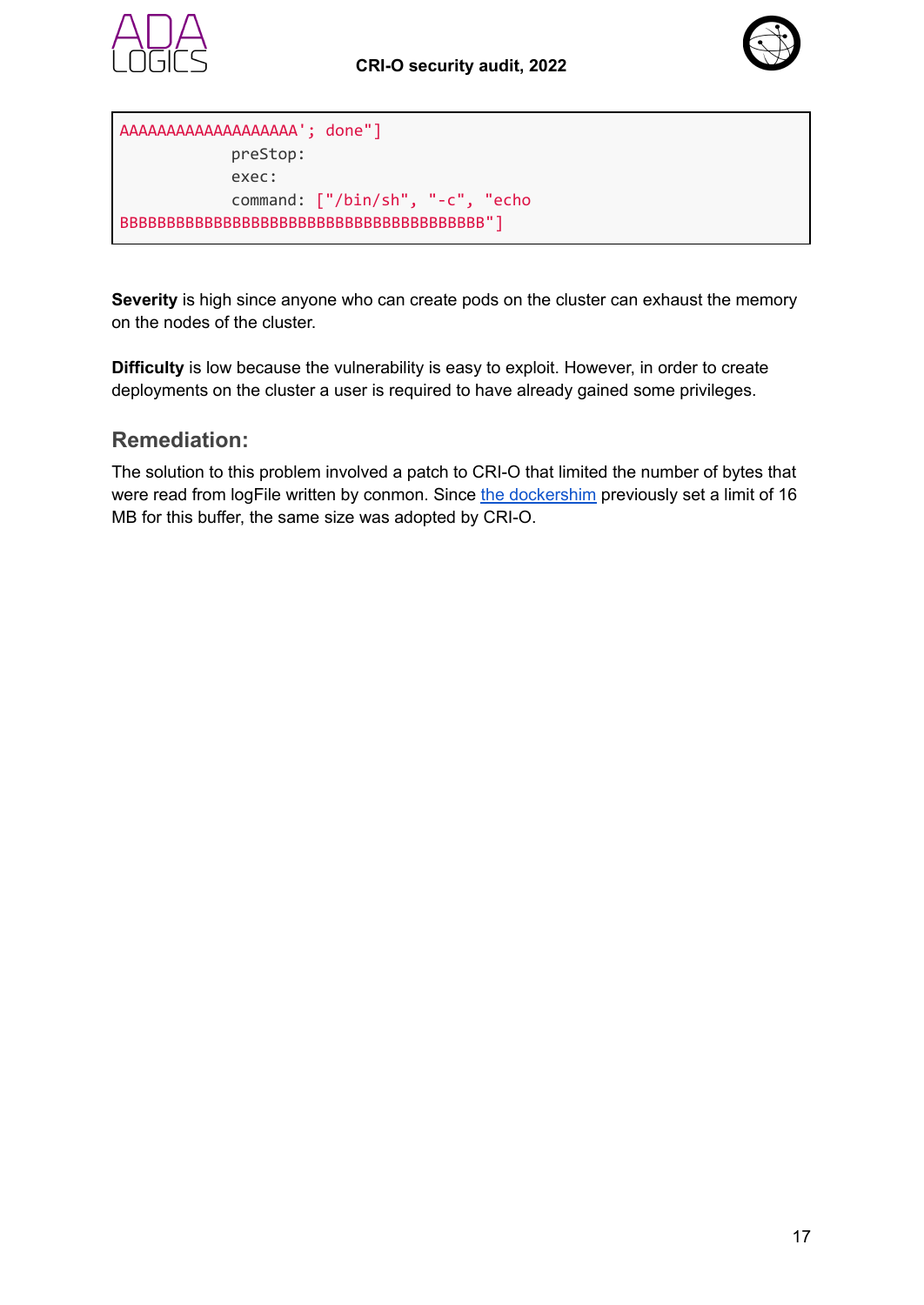```
AAAAAAAAAAAAAAAAAAA'; done"]
            preStop:
            exec:
            command: ["/bin/sh", "-c", "echo
BBBBBBBBBBBBBBBBBBBBBBBBBBBBBBBBBBBBBBBBB"]
```

**Severity** is high since anyone who can create pods on the cluster can exhaust the memory on the nodes of the cluster.

**Difficulty** is low because the vulnerability is easy to exploit. However, in order to create deployments on the cluster a user is required to have already gained some privileges.

## Remediation:

The solution to this problem involved a patch to CRI-O that limited the number of bytes that were read from logFile written by conmon. Since the dockershim previously set a limit of 16 MB for this buffer, the same size was adopted by CRI-O.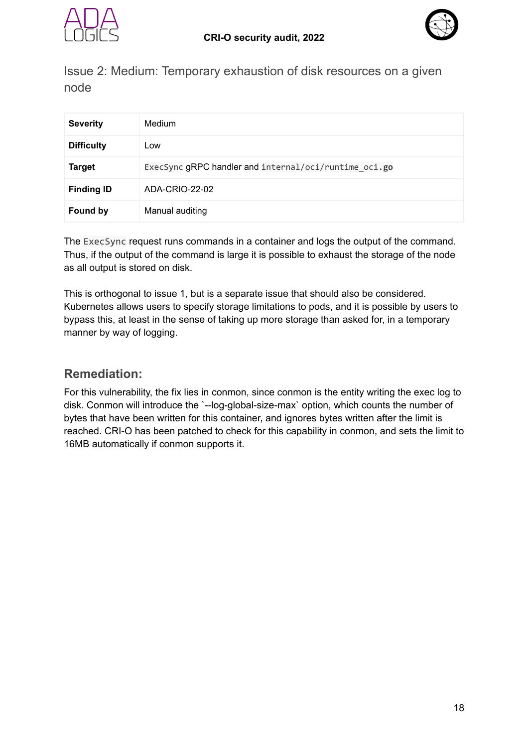## Issue 2: Medium: Temporary exhaustion of disk resources on a given node

| | |
|---|---|
| **Severity** | Medium |
| **Difficulty** | Low |
| **Target** | `ExecSync` gRPC handler and `internal/oci/runtime_oci.go` |
| **Finding ID** | ADA-CRIO-22-02 |
| **Found by** | Manual auditing |

The `ExecSync` request runs commands in a container and logs the output of the command. Thus, if the output of the command is large it is possible to exhaust the storage of the node as all output is stored on disk.

This is orthogonal to issue 1, but is a separate issue that should also be considered. Kubernetes allows users to specify storage limitations to pods, and it is possible by users to bypass this, at least in the sense of taking up more storage than asked for, in a temporary manner by way of logging.

### Remediation:

For this vulnerability, the fix lies in conmon, since conmon is the entity writing the exec log to disk. Conmon will introduce the `--log-global-size-max` option, which counts the number of bytes that have been written for this container, and ignores bytes written after the limit is reached. CRI-O has been patched to check for this capability in conmon, and sets the limit to 16MB automatically if conmon supports it.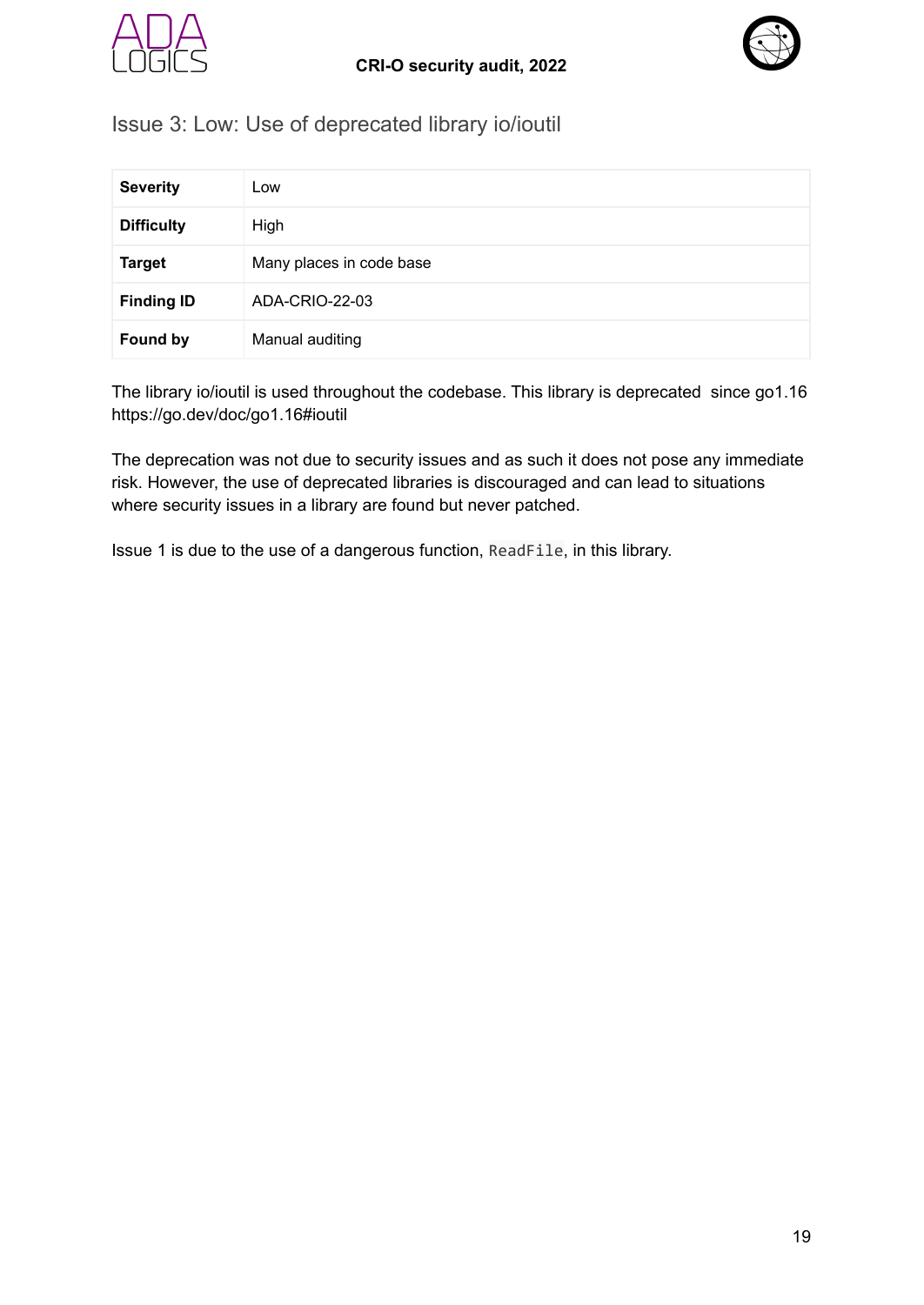## Issue 3: Low: Use of deprecated library io/ioutil

| | |
|---|---|
| **Severity** | Low |
| **Difficulty** | High |
| **Target** | Many places in code base |
| **Finding ID** | ADA-CRIO-22-03 |
| **Found by** | Manual auditing |

The library io/ioutil is used throughout the codebase. This library is deprecated since go1.16 https://go.dev/doc/go1.16#ioutil

The deprecation was not due to security issues and as such it does not pose any immediate risk. However, the use of deprecated libraries is discouraged and can lead to situations where security issues in a library are found but never patched.

Issue 1 is due to the use of a dangerous function, `ReadFile`, in this library.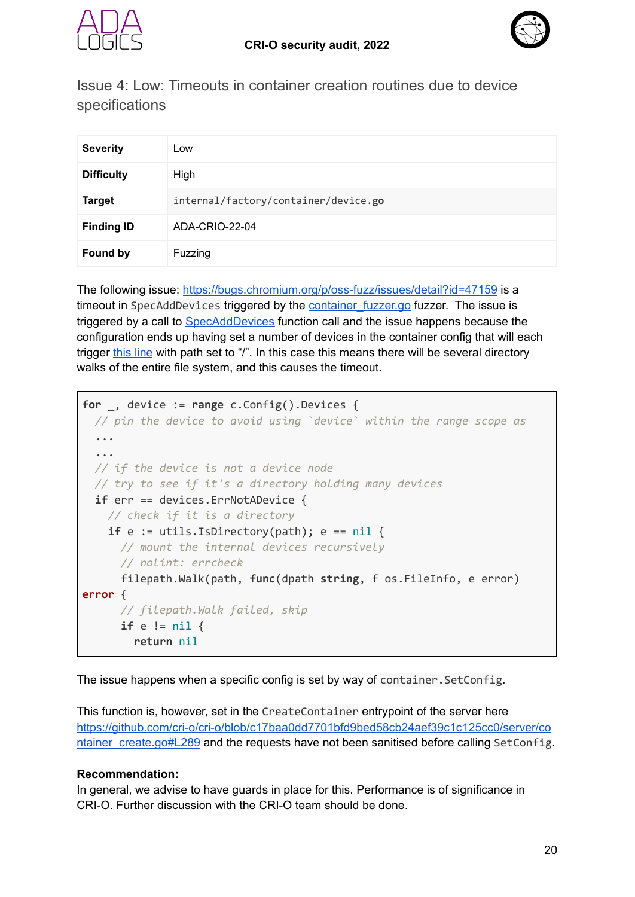## Issue 4: Low: Timeouts in container creation routines due to device specifications

| Severity | Low |
|---|---|
| Difficulty | High |
| Target | `internal/factory/container/device.go` |
| Finding ID | ADA-CRIO-22-04 |
| Found by | Fuzzing |

The following issue: https://bugs.chromium.org/p/oss-fuzz/issues/detail?id=47159 is a timeout in `SpecAddDevices` triggered by the container_fuzzer.go fuzzer. The issue is triggered by a call to SpecAddDevices function call and the issue happens because the configuration ends up having set a number of devices in the container config that will each trigger this line with path set to "/". In this case this means there will be several directory walks of the entire file system, and this causes the timeout.

```
for _, device := range c.Config().Devices {
  // pin the device to avoid using `device` within the range scope as
  ...
  ...
  // if the device is not a device node
  // try to see if it's a directory holding many devices
  if err == devices.ErrNotADevice {
    // check if it is a directory
    if e := utils.IsDirectory(path); e == nil {
      // mount the internal devices recursively
      // nolint: errcheck
      filepath.Walk(path, func(dpath string, f os.FileInfo, e error)
error {
      // filepath.Walk failed, skip
      if e != nil {
        return nil
```

The issue happens when a specific config is set by way of `container.SetConfig`.

This function is, however, set in the `CreateContainer` entrypoint of the server here https://github.com/cri-o/cri-o/blob/c17baa0dd7701bfd9bed58cb24aef39c1c125cc0/server/container_create.go#L289 and the requests have not been sanitised before calling `SetConfig`.

**Recommendation:**
In general, we advise to have guards in place for this. Performance is of significance in CRI-O. Further discussion with the CRI-O team should be done.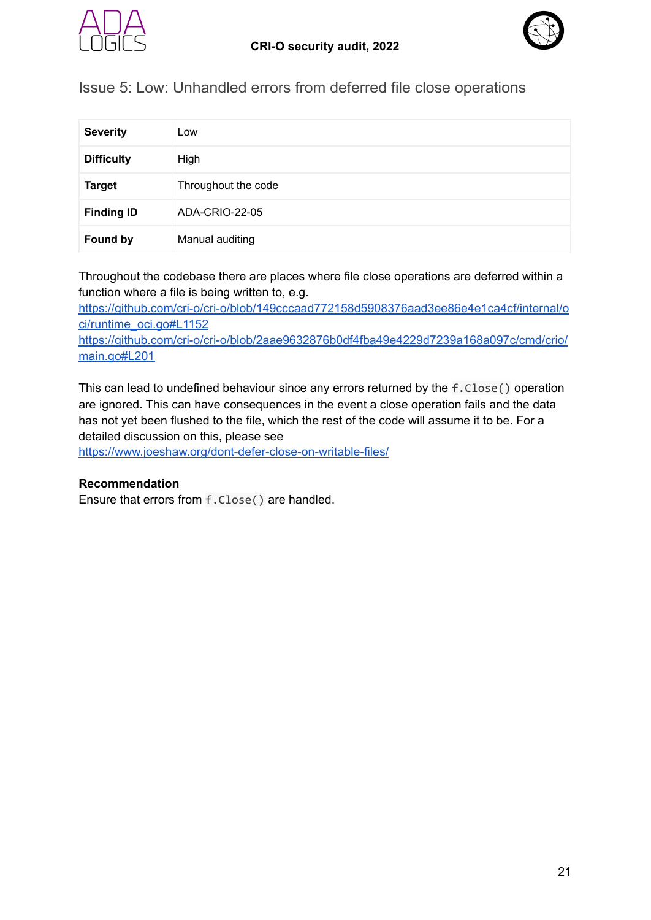## Issue 5: Low: Unhandled errors from deferred file close operations

| | |
|---|---|
| **Severity** | Low |
| **Difficulty** | High |
| **Target** | Throughout the code |
| **Finding ID** | ADA-CRIO-22-05 |
| **Found by** | Manual auditing |

Throughout the codebase there are places where file close operations are deferred within a function where a file is being written to, e.g.
https://github.com/cri-o/cri-o/blob/149cccaad772158d5908376aad3ee86e4e1ca4cf/internal/oci/runtime_oci.go#L1152
https://github.com/cri-o/cri-o/blob/2aae9632876b0df4fba49e4229d7239a168a097c/cmd/crio/main.go#L201

This can lead to undefined behaviour since any errors returned by the `f.Close()` operation are ignored. This can have consequences in the event a close operation fails and the data has not yet been flushed to the file, which the rest of the code will assume it to be. For a detailed discussion on this, please see
https://www.joeshaw.org/dont-defer-close-on-writable-files/

**Recommendation**
Ensure that errors from `f.Close()` are handled.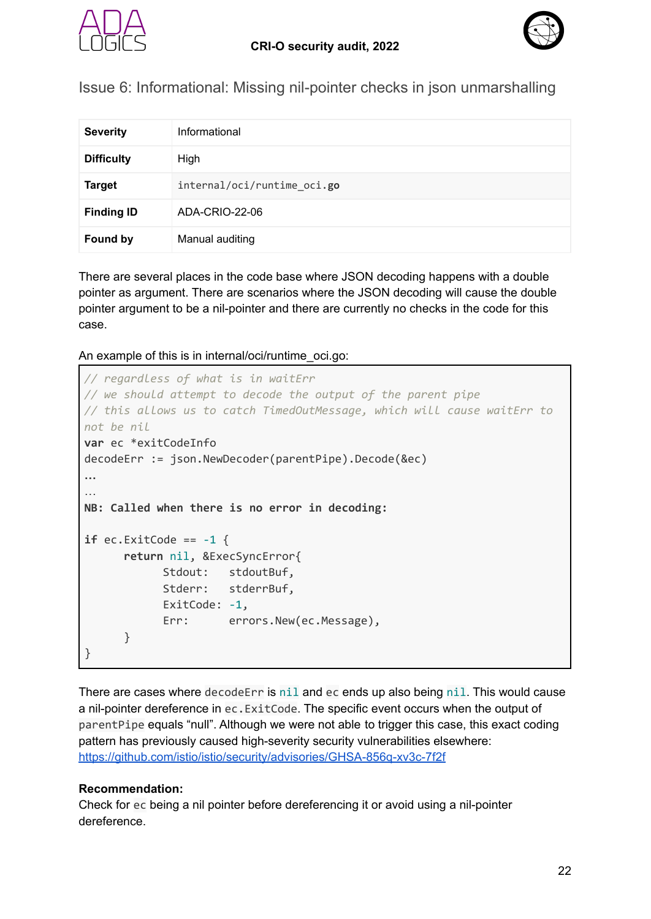## Issue 6: Informational: Missing nil-pointer checks in json unmarshalling

| | |
|---|---|
| **Severity** | Informational |
| **Difficulty** | High |
| **Target** | `internal/oci/runtime_oci.go` |
| **Finding ID** | ADA-CRIO-22-06 |
| **Found by** | Manual auditing |

There are several places in the code base where JSON decoding happens with a double pointer as argument. There are scenarios where the JSON decoding will cause the double pointer argument to be a nil-pointer and there are currently no checks in the code for this case.

An example of this is in internal/oci/runtime_oci.go:

```
// regardless of what is in waitErr
// we should attempt to decode the output of the parent pipe
// this allows us to catch TimedOutMessage, which will cause waitErr to
not be nil
var ec *exitCodeInfo
decodeErr := json.NewDecoder(parentPipe).Decode(&ec)
...
…
NB: Called when there is no error in decoding:

if ec.ExitCode == -1 {
	return nil, &ExecSyncError{
		Stdout:   stdoutBuf,
		Stderr:   stderrBuf,
		ExitCode: -1,
		Err:      errors.New(ec.Message),
	}
}
```

There are cases where `decodeErr` is `nil` and `ec` ends up also being `nil`. This would cause a nil-pointer dereference in `ec.ExitCode`. The specific event occurs when the output of `parentPipe` equals "null". Although we were not able to trigger this case, this exact coding pattern has previously caused high-severity security vulnerabilities elsewhere: https://github.com/istio/istio/security/advisories/GHSA-856q-xv3c-7f2f

**Recommendation:**
Check for `ec` being a nil pointer before dereferencing it or avoid using a nil-pointer dereference.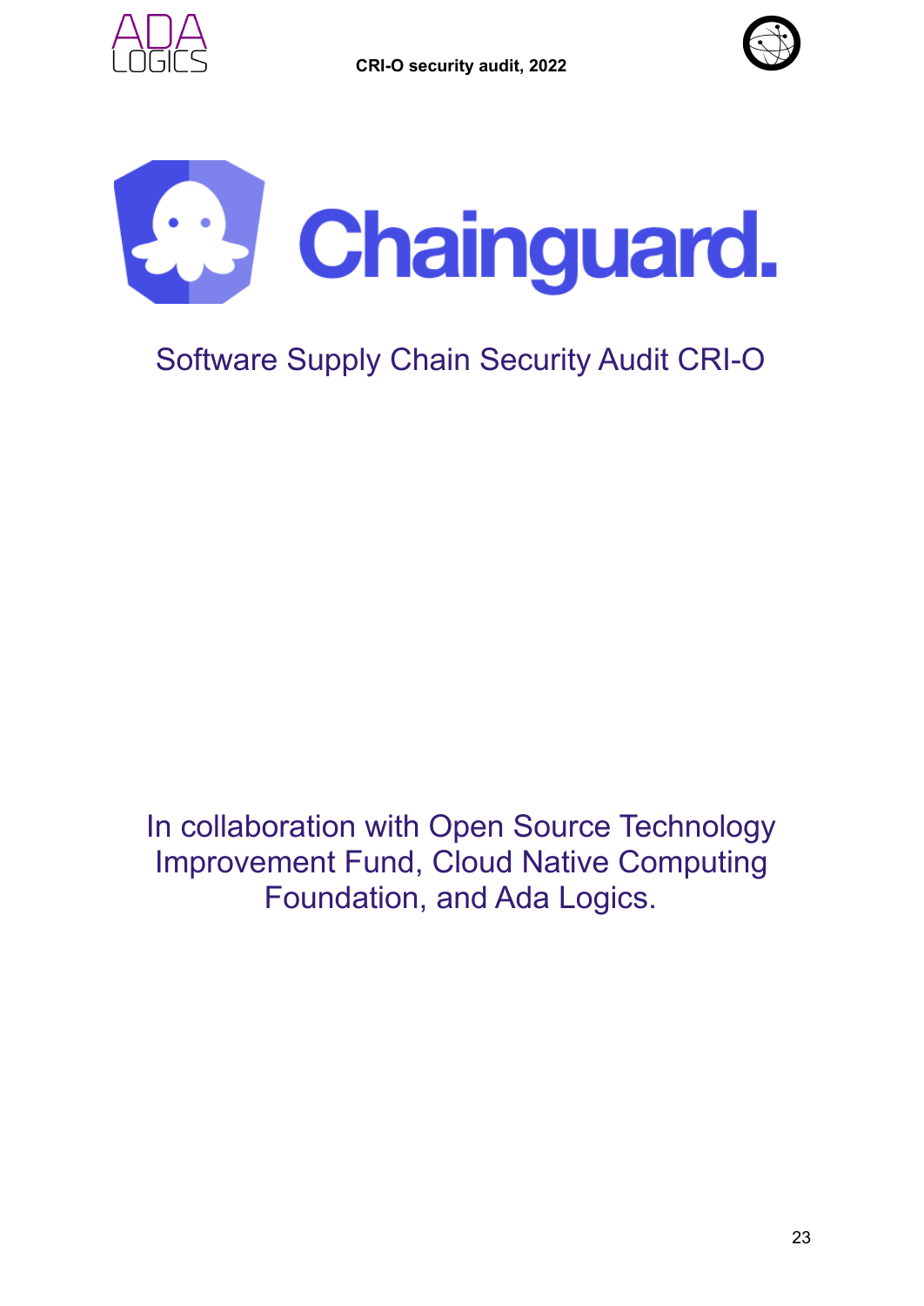# Chainguard.

Software Supply Chain Security Audit CRI-O

In collaboration with Open Source Technology Improvement Fund, Cloud Native Computing Foundation, and Ada Logics.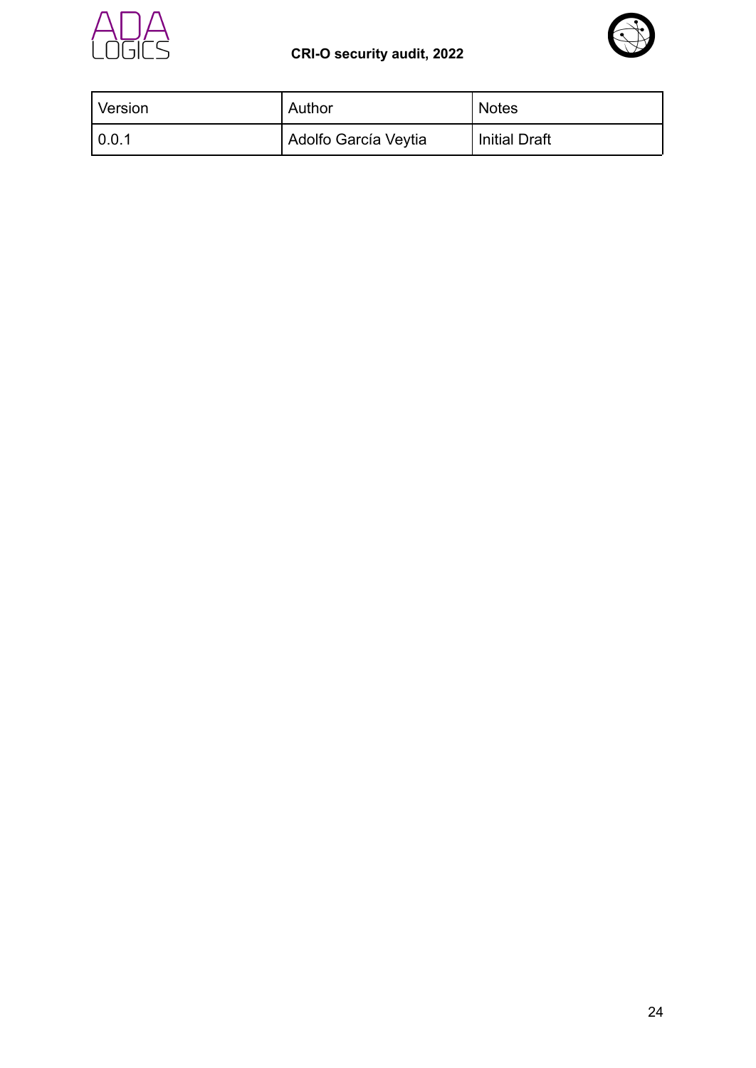| Version | Author | Notes |
| --- | --- | --- |
| 0.0.1 | Adolfo García Veytia | Initial Draft |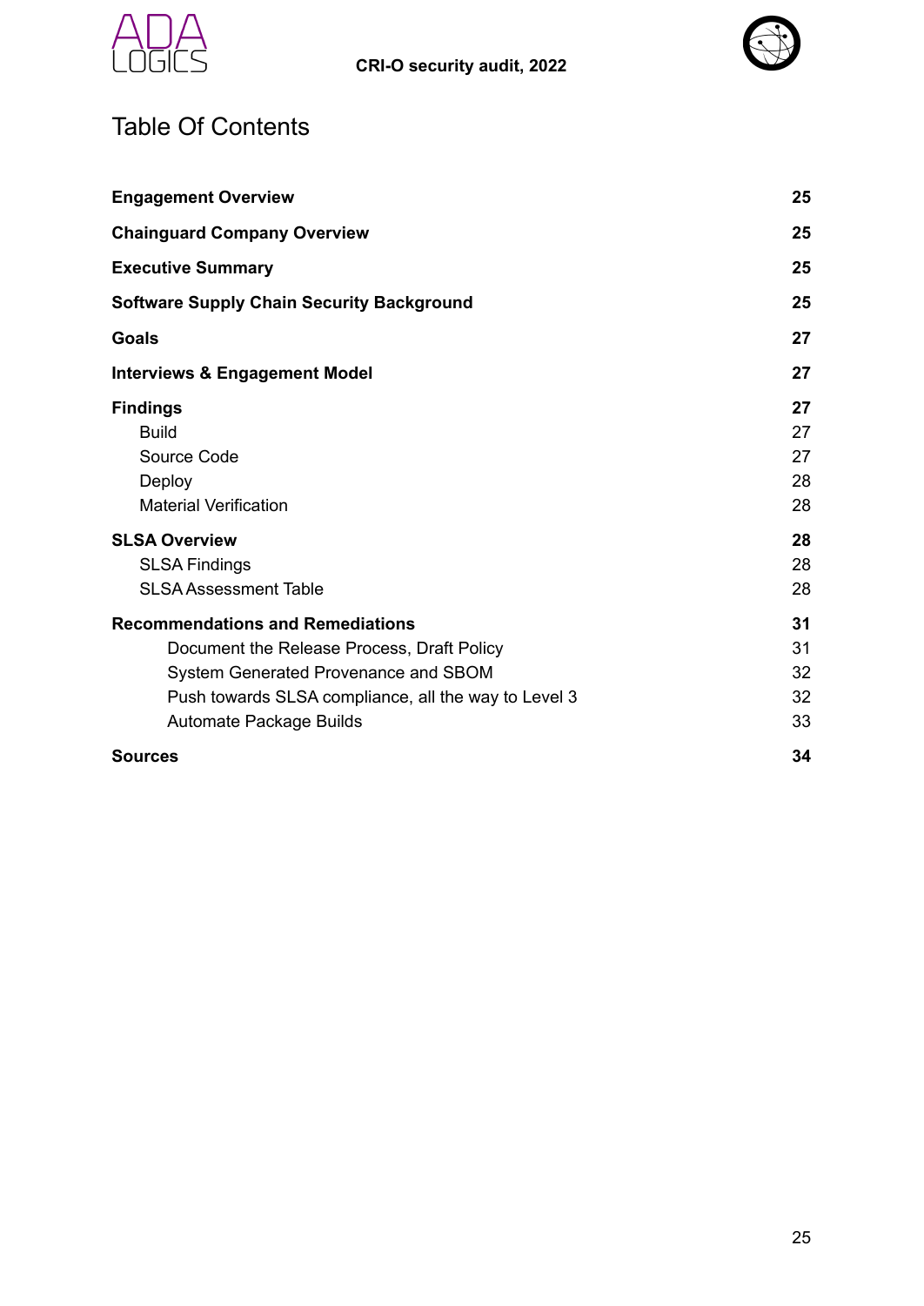# Table Of Contents

| | |
|---|---|
| **Engagement Overview** | **25** |
| **Chainguard Company Overview** | **25** |
| **Executive Summary** | **25** |
| **Software Supply Chain Security Background** | **25** |
| **Goals** | **27** |
| **Interviews & Engagement Model** | **27** |
| **Findings** | **27** |
| Build | 27 |
| Source Code | 27 |
| Deploy | 28 |
| Material Verification | 28 |
| **SLSA Overview** | **28** |
| SLSA Findings | 28 |
| SLSA Assessment Table | 28 |
| **Recommendations and Remediations** | **31** |
| Document the Release Process, Draft Policy | 31 |
| System Generated Provenance and SBOM | 32 |
| Push towards SLSA compliance, all the way to Level 3 | 32 |
| Automate Package Builds | 33 |
| **Sources** | **34** |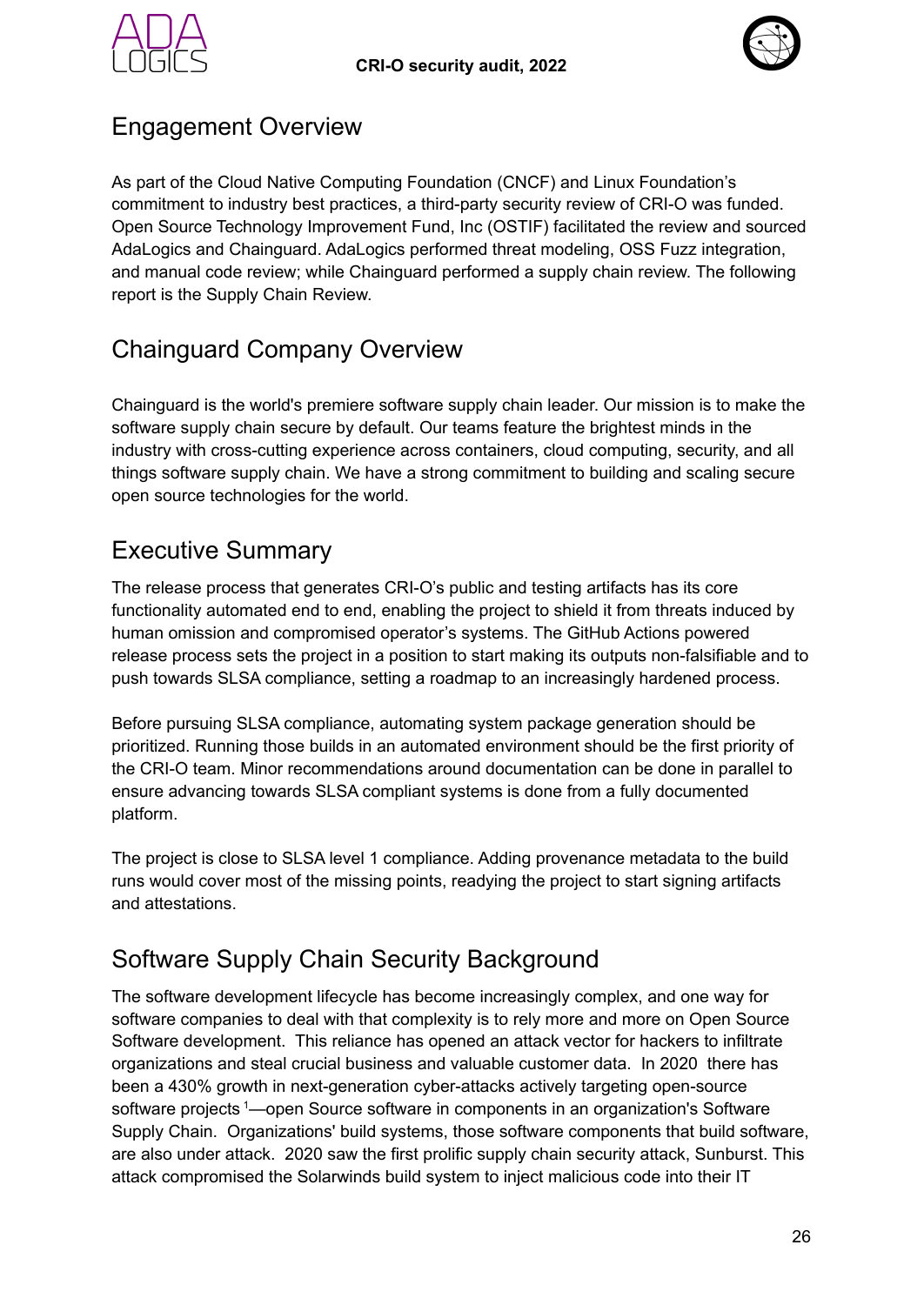## Engagement Overview

As part of the Cloud Native Computing Foundation (CNCF) and Linux Foundation's commitment to industry best practices, a third-party security review of CRI-O was funded. Open Source Technology Improvement Fund, Inc (OSTIF) facilitated the review and sourced AdaLogics and Chainguard. AdaLogics performed threat modeling, OSS Fuzz integration, and manual code review; while Chainguard performed a supply chain review. The following report is the Supply Chain Review.

## Chainguard Company Overview

Chainguard is the world's premiere software supply chain leader. Our mission is to make the software supply chain secure by default. Our teams feature the brightest minds in the industry with cross-cutting experience across containers, cloud computing, security, and all things software supply chain. We have a strong commitment to building and scaling secure open source technologies for the world.

## Executive Summary

The release process that generates CRI-O's public and testing artifacts has its core functionality automated end to end, enabling the project to shield it from threats induced by human omission and compromised operator's systems. The GitHub Actions powered release process sets the project in a position to start making its outputs non-falsifiable and to push towards SLSA compliance, setting a roadmap to an increasingly hardened process.

Before pursuing SLSA compliance, automating system package generation should be prioritized. Running those builds in an automated environment should be the first priority of the CRI-O team. Minor recommendations around documentation can be done in parallel to ensure advancing towards SLSA compliant systems is done from a fully documented platform.

The project is close to SLSA level 1 compliance. Adding provenance metadata to the build runs would cover most of the missing points, readying the project to start signing artifacts and attestations.

## Software Supply Chain Security Background

The software development lifecycle has become increasingly complex, and one way for software companies to deal with that complexity is to rely more and more on Open Source Software development. This reliance has opened an attack vector for hackers to infiltrate organizations and steal crucial business and valuable customer data. In 2020 there has been a 430% growth in next-generation cyber-attacks actively targeting open-source software projects [1]—open Source software in components in an organization's Software Supply Chain. Organizations' build systems, those software components that build software, are also under attack. 2020 saw the first prolific supply chain security attack, Sunburst. This attack compromised the Solarwinds build system to inject malicious code into their IT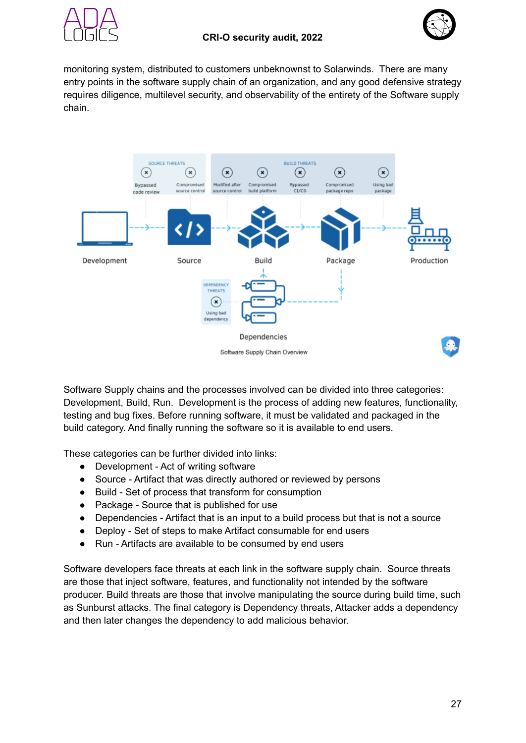monitoring system, distributed to customers unbeknownst to Solarwinds. There are many entry points in the software supply chain of an organization, and any good defensive strategy requires diligence, multilevel security, and observability of the entirety of the Software supply chain.

Software Supply Chain Overview

Software Supply chains and the processes involved can be divided into three categories: Development, Build, Run. Development is the process of adding new features, functionality, testing and bug fixes. Before running software, it must be validated and packaged in the build category. And finally running the software so it is available to end users.

These categories can be further divided into links:

- Development - Act of writing software
- Source - Artifact that was directly authored or reviewed by persons
- Build - Set of process that transform for consumption
- Package - Source that is published for use
- Dependencies - Artifact that is an input to a build process but that is not a source
- Deploy - Set of steps to make Artifact consumable for end users
- Run - Artifacts are available to be consumed by end users

Software developers face threats at each link in the software supply chain. Source threats are those that inject software, features, and functionality not intended by the software producer. Build threats are those that involve manipulating the source during build time, such as Sunburst attacks. The final category is Dependency threats, Attacker adds a dependency and then later changes the dependency to add malicious behavior.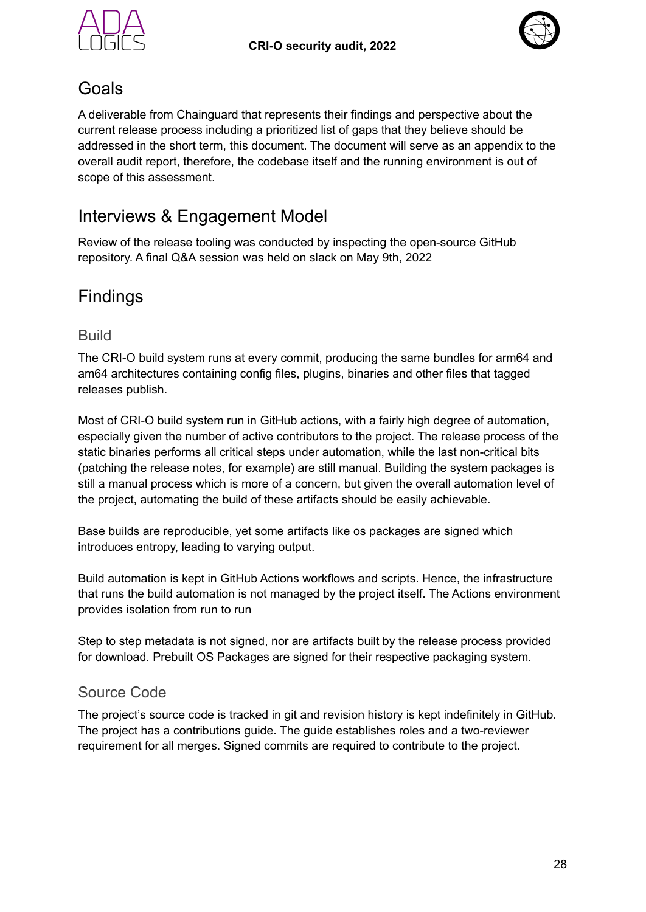## Goals

A deliverable from Chainguard that represents their findings and perspective about the current release process including a prioritized list of gaps that they believe should be addressed in the short term, this document. The document will serve as an appendix to the overall audit report, therefore, the codebase itself and the running environment is out of scope of this assessment.

## Interviews & Engagement Model

Review of the release tooling was conducted by inspecting the open-source GitHub repository. A final Q&A session was held on slack on May 9th, 2022

## Findings

### Build

The CRI-O build system runs at every commit, producing the same bundles for arm64 and am64 architectures containing config files, plugins, binaries and other files that tagged releases publish.

Most of CRI-O build system run in GitHub actions, with a fairly high degree of automation, especially given the number of active contributors to the project. The release process of the static binaries performs all critical steps under automation, while the last non-critical bits (patching the release notes, for example) are still manual. Building the system packages is still a manual process which is more of a concern, but given the overall automation level of the project, automating the build of these artifacts should be easily achievable.

Base builds are reproducible, yet some artifacts like os packages are signed which introduces entropy, leading to varying output.

Build automation is kept in GitHub Actions workflows and scripts. Hence, the infrastructure that runs the build automation is not managed by the project itself. The Actions environment provides isolation from run to run

Step to step metadata is not signed, nor are artifacts built by the release process provided for download. Prebuilt OS Packages are signed for their respective packaging system.

### Source Code

The project's source code is tracked in git and revision history is kept indefinitely in GitHub. The project has a contributions guide. The guide establishes roles and a two-reviewer requirement for all merges. Signed commits are required to contribute to the project.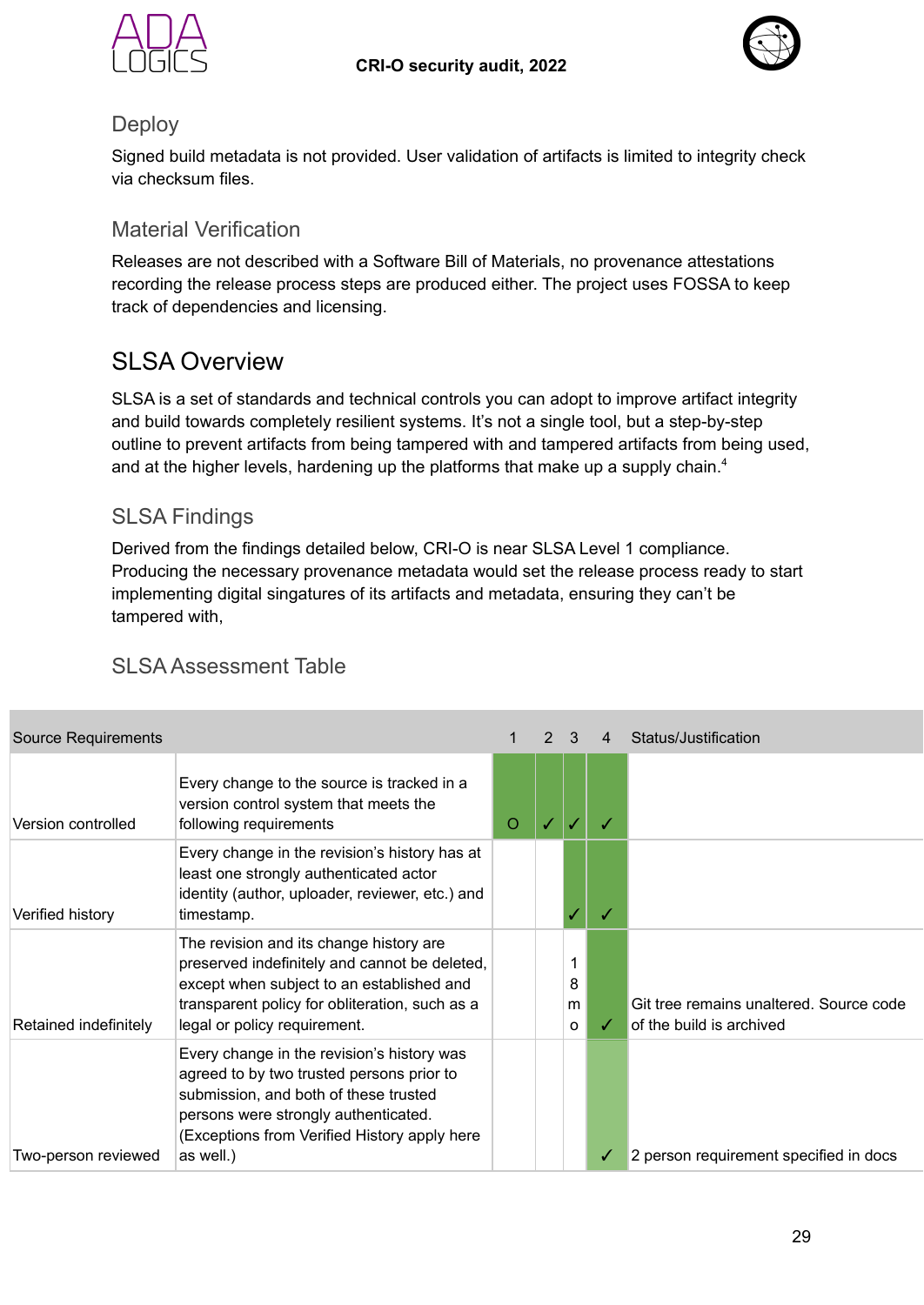### Deploy

Signed build metadata is not provided. User validation of artifacts is limited to integrity check via checksum files.

### Material Verification

Releases are not described with a Software Bill of Materials, no provenance attestations recording the release process steps are produced either. The project uses FOSSA to keep track of dependencies and licensing.

## SLSA Overview

SLSA is a set of standards and technical controls you can adopt to improve artifact integrity and build towards completely resilient systems. It's not a single tool, but a step-by-step outline to prevent artifacts from being tampered with and tampered artifacts from being used, and at the higher levels, hardening up the platforms that make up a supply chain.[4]

### SLSA Findings

Derived from the findings detailed below, CRI-O is near SLSA Level 1 compliance. Producing the necessary provenance metadata would set the release process ready to start implementing digital singatures of its artifacts and metadata, ensuring they can't be tampered with,

### SLSA Assessment Table

| Source Requirements | | 1 | 2 | 3 | 4 | Status/Justification |
|---|---|---|---|---|---|---|
| Version controlled | Every change to the source is tracked in a version control system that meets the following requirements | O | ✓ | ✓ | ✓ | |
| Verified history | Every change in the revision's history has at least one strongly authenticated actor identity (author, uploader, reviewer, etc.) and timestamp. | | | ✓ | ✓ | |
| Retained indefinitely | The revision and its change history are preserved indefinitely and cannot be deleted, except when subject to an established and transparent policy for obliteration, such as a legal or policy requirement. | | | 18mo | ✓ | Git tree remains unaltered. Source code of the build is archived |
| Two-person reviewed | Every change in the revision's history was agreed to by two trusted persons prior to submission, and both of these trusted persons were strongly authenticated. (Exceptions from Verified History apply here as well.) | | | | ✓ | 2 person requirement specified in docs |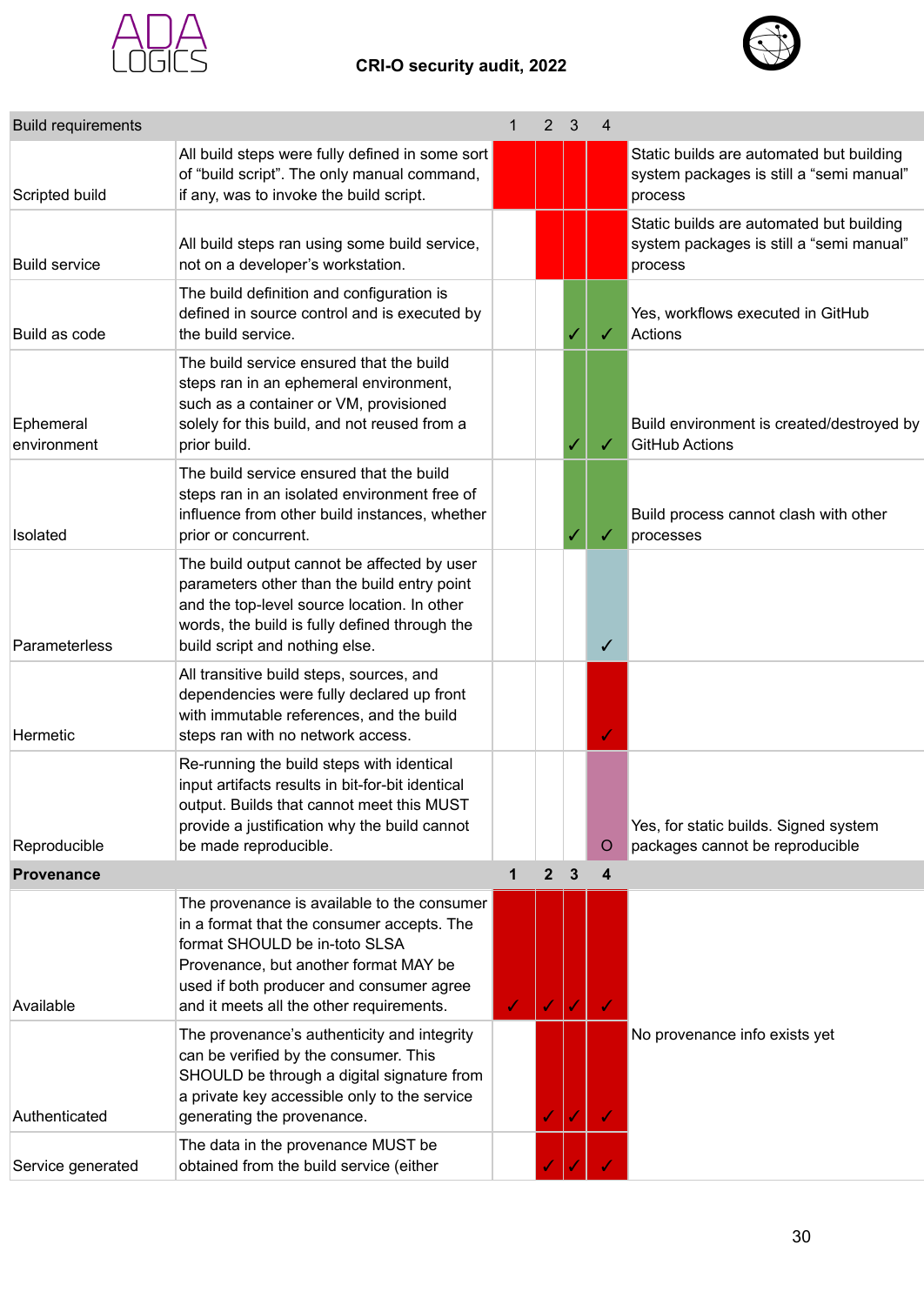| Build requirements | | 1 | 2 | 3 | 4 | |
|---|---|---|---|---|---|---|
| Scripted build | All build steps were fully defined in some sort of "build script". The only manual command, if any, was to invoke the build script. | | | | | Static builds are automated but building system packages is still a "semi manual" process |
| Build service | All build steps ran using some build service, not on a developer's workstation. | | | | | Static builds are automated but building system packages is still a "semi manual" process |
| Build as code | The build definition and configuration is defined in source control and is executed by the build service. | | | ✓ | ✓ | Yes, workflows executed in GitHub Actions |
| Ephemeral environment | The build service ensured that the build steps ran in an ephemeral environment, such as a container or VM, provisioned solely for this build, and not reused from a prior build. | | | ✓ | ✓ | Build environment is created/destroyed by GitHub Actions |
| Isolated | The build service ensured that the build steps ran in an isolated environment free of influence from other build instances, whether prior or concurrent. | | | ✓ | ✓ | Build process cannot clash with other processes |
| Parameterless | The build output cannot be affected by user parameters other than the build entry point and the top-level source location. In other words, the build is fully defined through the build script and nothing else. | | | | ✓ | |
| Hermetic | All transitive build steps, sources, and dependencies were fully declared up front with immutable references, and the build steps ran with no network access. | | | | ✓ | |
| Reproducible | Re-running the build steps with identical input artifacts results in bit-for-bit identical output. Builds that cannot meet this MUST provide a justification why the build cannot be made reproducible. | | | | O | Yes, for static builds. Signed system packages cannot be reproducible |
| **Provenance** | | **1** | **2** | **3** | **4** | |
| Available | The provenance is available to the consumer in a format that the consumer accepts. The format SHOULD be in-toto SLSA Provenance, but another format MAY be used if both producer and consumer agree and it meets all the other requirements. | ✓ | ✓ | ✓ | ✓ | |
| Authenticated | The provenance's authenticity and integrity can be verified by the consumer. This SHOULD be through a digital signature from a private key accessible only to the service generating the provenance. | | ✓ | ✓ | ✓ | No provenance info exists yet |
| Service generated | The data in the provenance MUST be obtained from the build service (either | | ✓ | ✓ | ✓ | |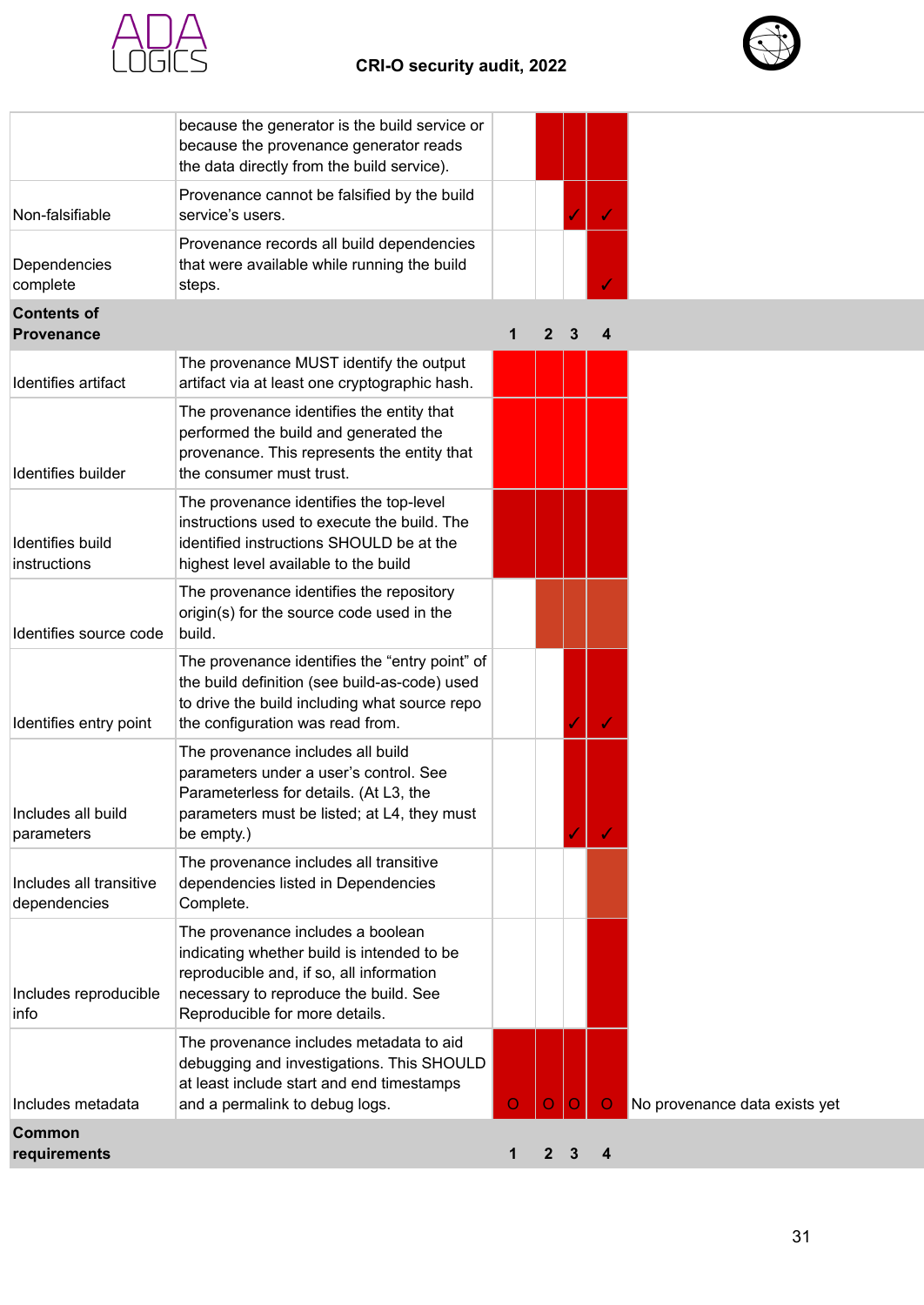| | | | | | | |
|---|---|---|---|---|---|---|
| | because the generator is the build service or because the provenance generator reads the data directly from the build service). | | | | | |
| Non-falsifiable | Provenance cannot be falsified by the build service's users. | | | ✓ | ✓ | |
| Dependencies complete | Provenance records all build dependencies that were available while running the build steps. | | | | ✓ | |
| **Contents of Provenance** | | **1** | **2** | **3** | **4** | |
| Identifies artifact | The provenance MUST identify the output artifact via at least one cryptographic hash. | | | | | |
| Identifies builder | The provenance identifies the entity that performed the build and generated the provenance. This represents the entity that the consumer must trust. | | | | | |
| Identifies build instructions | The provenance identifies the top-level instructions used to execute the build. The identified instructions SHOULD be at the highest level available to the build | | | | | |
| Identifies source code | The provenance identifies the repository origin(s) for the source code used in the build. | | | | | |
| Identifies entry point | The provenance identifies the "entry point" of the build definition (see build-as-code) used to drive the build including what source repo the configuration was read from. | | | ✓ | ✓ | |
| Includes all build parameters | The provenance includes all build parameters under a user's control. See Parameterless for details. (At L3, the parameters must be listed; at L4, they must be empty.) | | | ✓ | ✓ | |
| Includes all transitive dependencies | The provenance includes all transitive dependencies listed in Dependencies Complete. | | | | | |
| Includes reproducible info | The provenance includes a boolean indicating whether build is intended to be reproducible and, if so, all information necessary to reproduce the build. See Reproducible for more details. | | | | | |
| Includes metadata | The provenance includes metadata to aid debugging and investigations. This SHOULD at least include start and end timestamps and a permalink to debug logs. | O | O | O | O | No provenance data exists yet |
| **Common requirements** | | **1** | **2** | **3** | **4** | |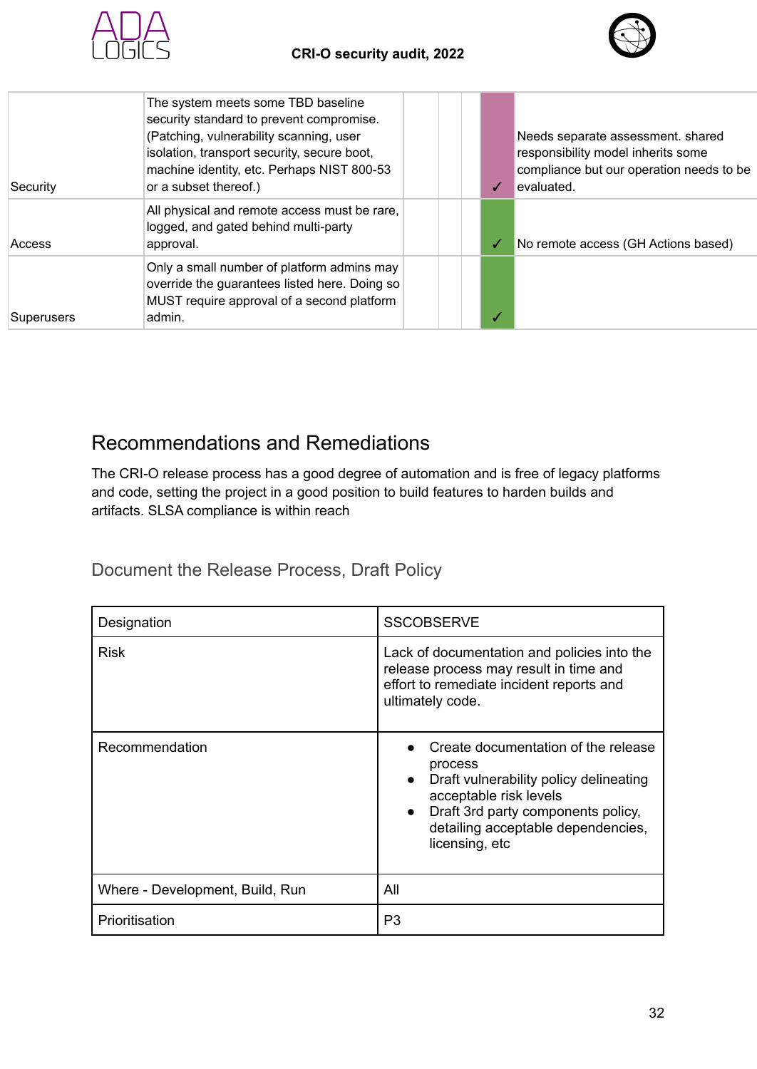| Security | The system meets some TBD baseline security standard to prevent compromise. (Patching, vulnerability scanning, user isolation, transport security, secure boot, machine identity, etc. Perhaps NIST 800-53 or a subset thereof.) | | | | ✓ | Needs separate assessment. shared responsibility model inherits some compliance but our operation needs to be evaluated. |
|---|---|---|---|---|---|---|
| Access | All physical and remote access must be rare, logged, and gated behind multi-party approval. | | | | ✓ | No remote access (GH Actions based) |
| Superusers | Only a small number of platform admins may override the guarantees listed here. Doing so MUST require approval of a second platform admin. | | | | ✓ | |

## Recommendations and Remediations

The CRI-O release process has a good degree of automation and is free of legacy platforms and code, setting the project in a good position to build features to harden builds and artifacts. SLSA compliance is within reach

### Document the Release Process, Draft Policy

| Designation | SSCOBSERVE |
|---|---|
| Risk | Lack of documentation and policies into the release process may result in time and effort to remediate incident reports and ultimately code. |
| Recommendation | • Create documentation of the release process<br>• Draft vulnerability policy delineating acceptable risk levels<br>• Draft 3rd party components policy, detailing acceptable dependencies, licensing, etc |
| Where - Development, Build, Run | All |
| Prioritisation | P3 |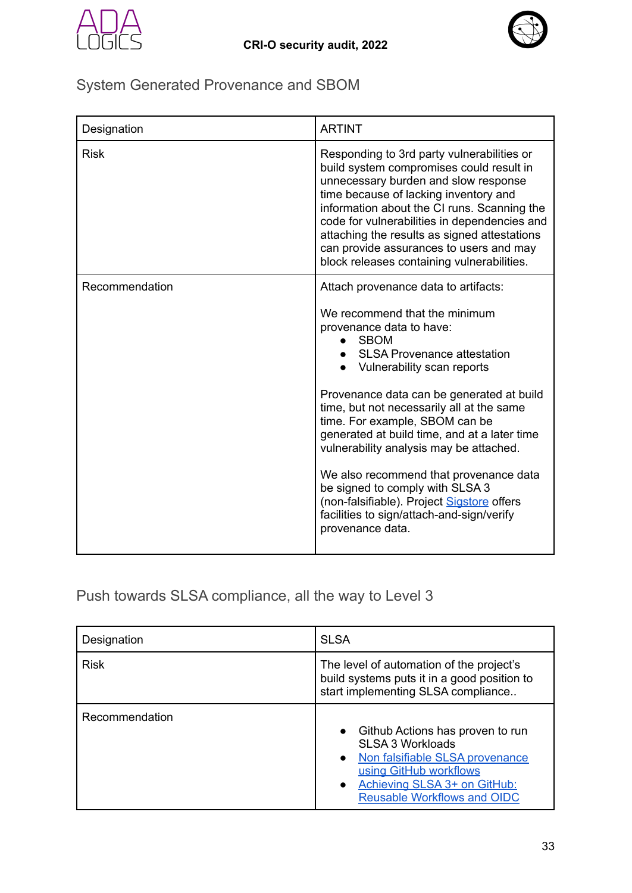## System Generated Provenance and SBOM

| Designation | ARTINT |
|---|---|
| Risk | Responding to 3rd party vulnerabilities or build system compromises could result in unnecessary burden and slow response time because of lacking inventory and information about the CI runs. Scanning the code for vulnerabilities in dependencies and attaching the results as signed attestations can provide assurances to users and may block releases containing vulnerabilities. |
| Recommendation | Attach provenance data to artifacts:<br><br>We recommend that the minimum provenance data to have:<br>• SBOM<br>• SLSA Provenance attestation<br>• Vulnerability scan reports<br><br>Provenance data can be generated at build time, but not necessarily all at the same time. For example, SBOM can be generated at build time, and at a later time vulnerability analysis may be attached.<br><br>We also recommend that provenance data be signed to comply with SLSA 3 (non-falsifiable). Project Sigstore offers facilities to sign/attach-and-sign/verify provenance data. |

## Push towards SLSA compliance, all the way to Level 3

| Designation | SLSA |
|---|---|
| Risk | The level of automation of the project's build systems puts it in a good position to start implementing SLSA compliance.. |
| Recommendation | • Github Actions has proven to run SLSA 3 Workloads<br>• Non falsifiable SLSA provenance using GitHub workflows<br>• Achieving SLSA 3+ on GitHub: Reusable Workflows and OIDC |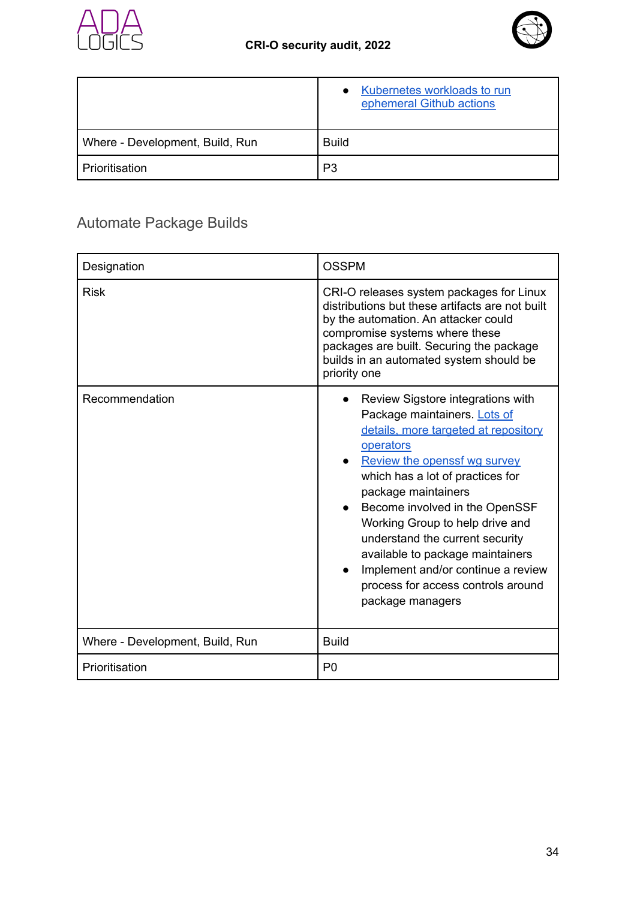| | |
|---|---|
| | • [Kubernetes workloads to run ephemeral Github actions]() |
| Where - Development, Build, Run | Build |
| Prioritisation | P3 |

## Automate Package Builds

| Designation | OSSPM |
|---|---|
| Risk | CRI-O releases system packages for Linux distributions but these artifacts are not built by the automation. An attacker could compromise systems where these packages are built. Securing the package builds in an automated system should be priority one |
| Recommendation | • Review Sigstore integrations with Package maintainers. [Lots of details, more targeted at repository operators]() <br> • [Review the openssf wg survey]() which has a lot of practices for package maintainers <br> • Become involved in the OpenSSF Working Group to help drive and understand the current security available to package maintainers <br> • Implement and/or continue a review process for access controls around package managers |
| Where - Development, Build, Run | Build |
| Prioritisation | P0 |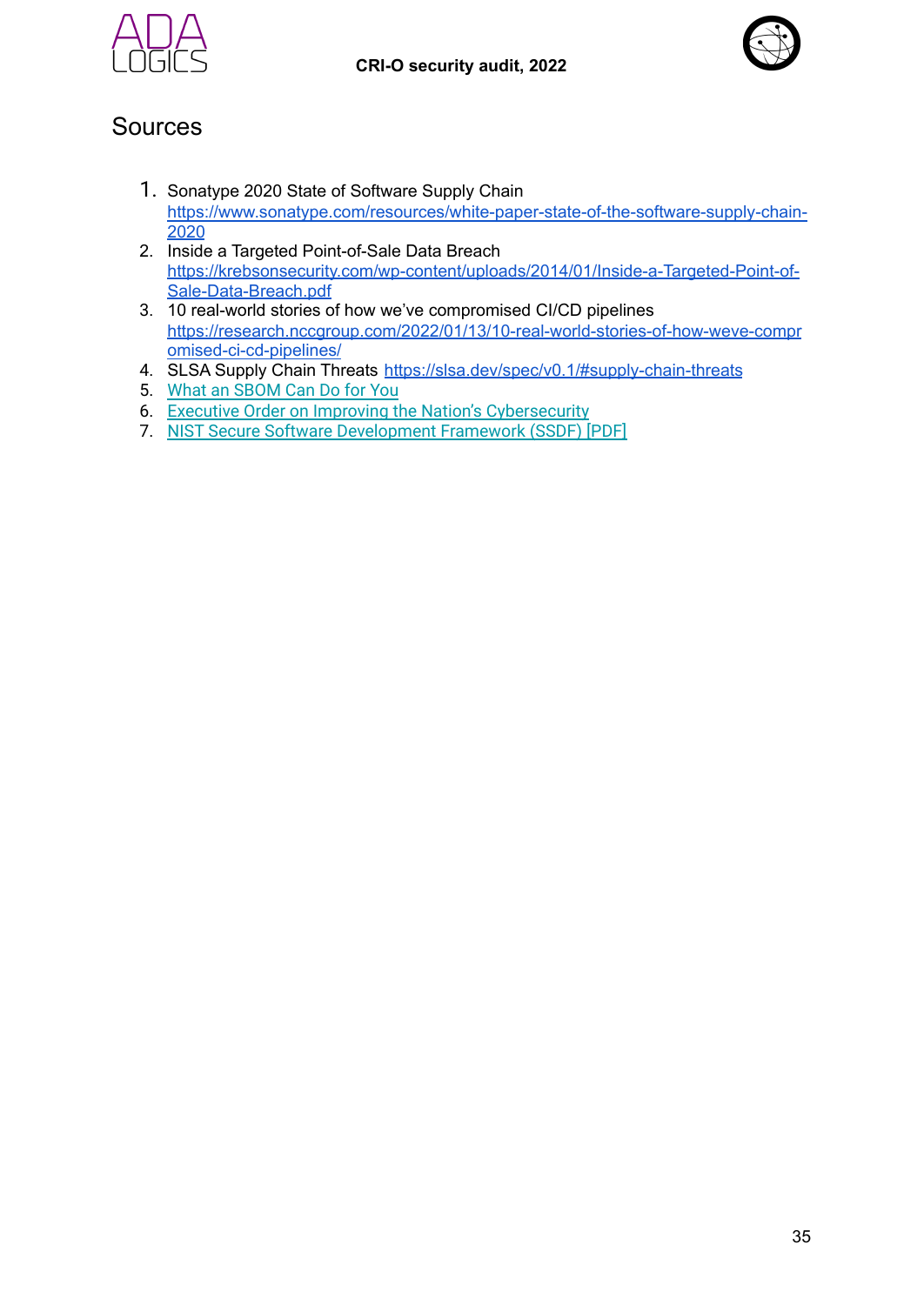# Sources

1. Sonatype 2020 State of Software Supply Chain https://www.sonatype.com/resources/white-paper-state-of-the-software-supply-chain-2020
2. Inside a Targeted Point-of-Sale Data Breach https://krebsonsecurity.com/wp-content/uploads/2014/01/Inside-a-Targeted-Point-of-Sale-Data-Breach.pdf
3. 10 real-world stories of how we've compromised CI/CD pipelines https://research.nccgroup.com/2022/01/13/10-real-world-stories-of-how-weve-compromised-ci-cd-pipelines/
4. SLSA Supply Chain Threats https://slsa.dev/spec/v0.1/#supply-chain-threats
5. What an SBOM Can Do for You
6. Executive Order on Improving the Nation's Cybersecurity
7. NIST Secure Software Development Framework (SSDF) [PDF]